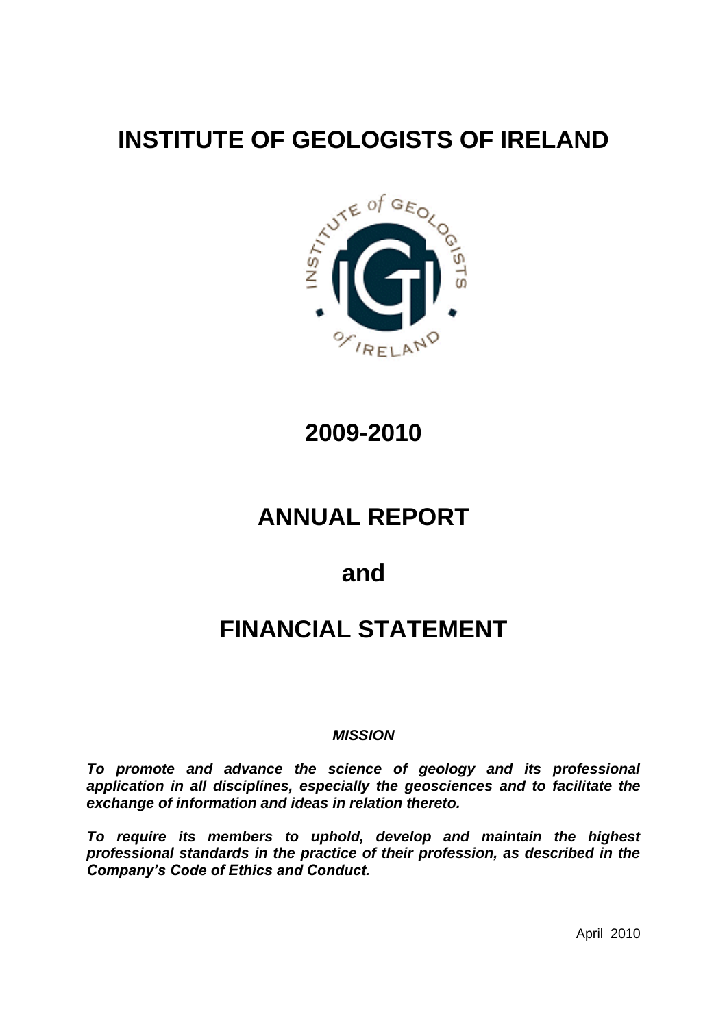# INSTITUTE OF GEOLOGISTS OF IRELAND

## 2009-2010

# ANNUAL REPORT

# and

# FINANCIAL STATEMENT

***MISSION***

***To promote and advance the science of geology and its professional application in all disciplines, especially the geosciences and to facilitate the exchange of information and ideas in relation thereto.***

***To require its members to uphold, develop and maintain the highest professional standards in the practice of their profession, as described in the Company's Code of Ethics and Conduct.***

April 2010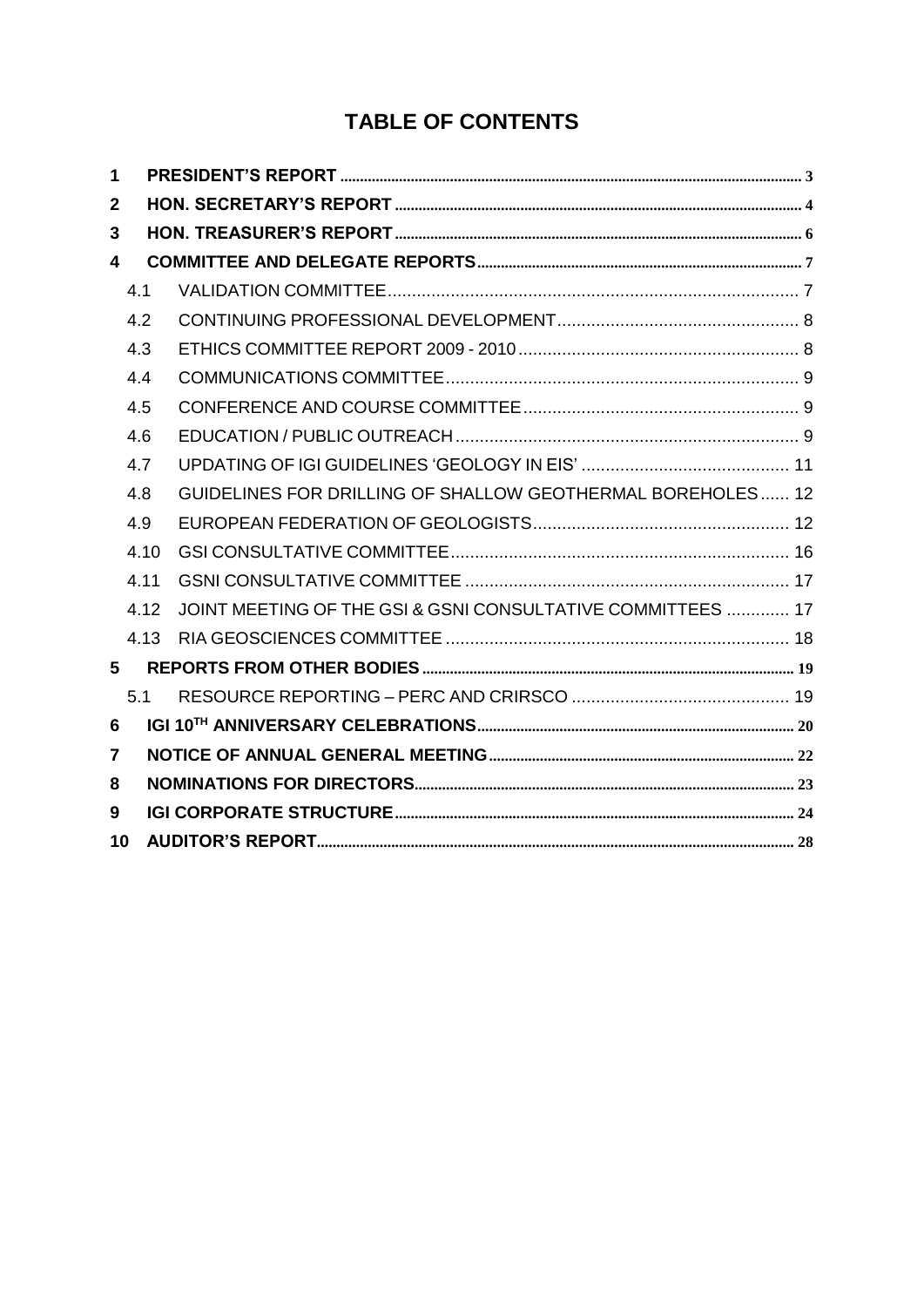# TABLE OF CONTENTS

| | | |
|---|---|---|
| **1** | **PRESIDENT'S REPORT** | 3 |
| **2** | **HON. SECRETARY'S REPORT** | 4 |
| **3** | **HON. TREASURER'S REPORT** | 6 |
| **4** | **COMMITTEE AND DELEGATE REPORTS** | 7 |
| 4.1 | VALIDATION COMMITTEE | 7 |
| 4.2 | CONTINUING PROFESSIONAL DEVELOPMENT | 8 |
| 4.3 | ETHICS COMMITTEE REPORT 2009 - 2010 | 8 |
| 4.4 | COMMUNICATIONS COMMITTEE | 9 |
| 4.5 | CONFERENCE AND COURSE COMMITTEE | 9 |
| 4.6 | EDUCATION / PUBLIC OUTREACH | 9 |
| 4.7 | UPDATING OF IGI GUIDELINES 'GEOLOGY IN EIS' | 11 |
| 4.8 | GUIDELINES FOR DRILLING OF SHALLOW GEOTHERMAL BOREHOLES | 12 |
| 4.9 | EUROPEAN FEDERATION OF GEOLOGISTS | 12 |
| 4.10 | GSI CONSULTATIVE COMMITTEE | 16 |
| 4.11 | GSNI CONSULTATIVE COMMITTEE | 17 |
| 4.12 | JOINT MEETING OF THE GSI & GSNI CONSULTATIVE COMMITTEES | 17 |
| 4.13 | RIA GEOSCIENCES COMMITTEE | 18 |
| **5** | **REPORTS FROM OTHER BODIES** | 19 |
| 5.1 | RESOURCE REPORTING – PERC AND CRIRSCO | 19 |
| **6** | **IGI 10TH ANNIVERSARY CELEBRATIONS** | 20 |
| **7** | **NOTICE OF ANNUAL GENERAL MEETING** | 22 |
| **8** | **NOMINATIONS FOR DIRECTORS** | 23 |
| **9** | **IGI CORPORATE STRUCTURE** | 24 |
| **10** | **AUDITOR'S REPORT** | 28 |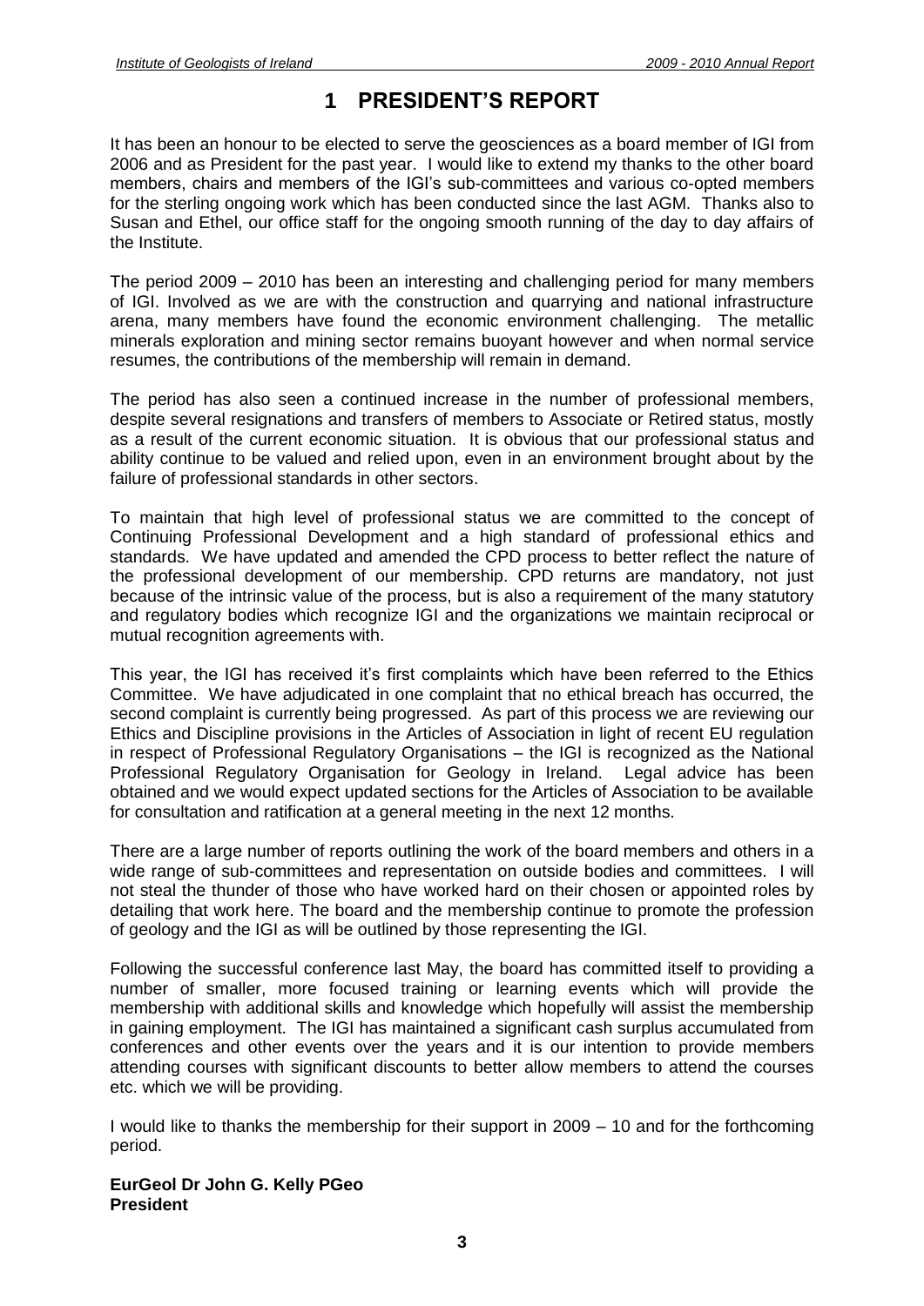# 1 PRESIDENT'S REPORT

It has been an honour to be elected to serve the geosciences as a board member of IGI from 2006 and as President for the past year. I would like to extend my thanks to the other board members, chairs and members of the IGI's sub-committees and various co-opted members for the sterling ongoing work which has been conducted since the last AGM. Thanks also to Susan and Ethel, our office staff for the ongoing smooth running of the day to day affairs of the Institute.

The period 2009 – 2010 has been an interesting and challenging period for many members of IGI. Involved as we are with the construction and quarrying and national infrastructure arena, many members have found the economic environment challenging. The metallic minerals exploration and mining sector remains buoyant however and when normal service resumes, the contributions of the membership will remain in demand.

The period has also seen a continued increase in the number of professional members, despite several resignations and transfers of members to Associate or Retired status, mostly as a result of the current economic situation. It is obvious that our professional status and ability continue to be valued and relied upon, even in an environment brought about by the failure of professional standards in other sectors.

To maintain that high level of professional status we are committed to the concept of Continuing Professional Development and a high standard of professional ethics and standards. We have updated and amended the CPD process to better reflect the nature of the professional development of our membership. CPD returns are mandatory, not just because of the intrinsic value of the process, but is also a requirement of the many statutory and regulatory bodies which recognize IGI and the organizations we maintain reciprocal or mutual recognition agreements with.

This year, the IGI has received it's first complaints which have been referred to the Ethics Committee. We have adjudicated in one complaint that no ethical breach has occurred, the second complaint is currently being progressed. As part of this process we are reviewing our Ethics and Discipline provisions in the Articles of Association in light of recent EU regulation in respect of Professional Regulatory Organisations – the IGI is recognized as the National Professional Regulatory Organisation for Geology in Ireland. Legal advice has been obtained and we would expect updated sections for the Articles of Association to be available for consultation and ratification at a general meeting in the next 12 months.

There are a large number of reports outlining the work of the board members and others in a wide range of sub-committees and representation on outside bodies and committees. I will not steal the thunder of those who have worked hard on their chosen or appointed roles by detailing that work here. The board and the membership continue to promote the profession of geology and the IGI as will be outlined by those representing the IGI.

Following the successful conference last May, the board has committed itself to providing a number of smaller, more focused training or learning events which will provide the membership with additional skills and knowledge which hopefully will assist the membership in gaining employment. The IGI has maintained a significant cash surplus accumulated from conferences and other events over the years and it is our intention to provide members attending courses with significant discounts to better allow members to attend the courses etc. which we will be providing.

I would like to thanks the membership for their support in 2009 – 10 and for the forthcoming period.

**EurGeol Dr John G. Kelly PGeo**
**President**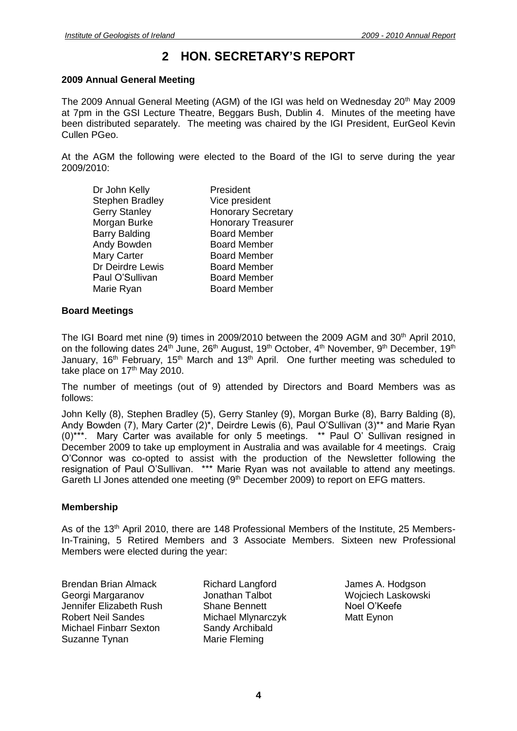# 2 HON. SECRETARY'S REPORT

**2009 Annual General Meeting**

The 2009 Annual General Meeting (AGM) of the IGI was held on Wednesday 20th May 2009 at 7pm in the GSI Lecture Theatre, Beggars Bush, Dublin 4. Minutes of the meeting have been distributed separately. The meeting was chaired by the IGI President, EurGeol Kevin Cullen PGeo.

At the AGM the following were elected to the Board of the IGI to serve during the year 2009/2010:

| | |
|---|---|
| Dr John Kelly | President |
| Stephen Bradley | Vice president |
| Gerry Stanley | Honorary Secretary |
| Morgan Burke | Honorary Treasurer |
| Barry Balding | Board Member |
| Andy Bowden | Board Member |
| Mary Carter | Board Member |
| Dr Deirdre Lewis | Board Member |
| Paul O'Sullivan | Board Member |
| Marie Ryan | Board Member |

**Board Meetings**

The IGI Board met nine (9) times in 2009/2010 between the 2009 AGM and 30th April 2010, on the following dates 24th June, 26th August, 19th October, 4th November, 9th December, 19th January, 16th February, 15th March and 13th April. One further meeting was scheduled to take place on 17th May 2010.

The number of meetings (out of 9) attended by Directors and Board Members was as follows:

John Kelly (8), Stephen Bradley (5), Gerry Stanley (9), Morgan Burke (8), Barry Balding (8), Andy Bowden (7), Mary Carter (2)*, Deirdre Lewis (6), Paul O'Sullivan (3)** and Marie Ryan (0)***. Mary Carter was available for only 5 meetings. ** Paul O' Sullivan resigned in December 2009 to take up employment in Australia and was available for 4 meetings. Craig O'Connor was co-opted to assist with the production of the Newsletter following the resignation of Paul O'Sullivan. *** Marie Ryan was not available to attend any meetings. Gareth Ll Jones attended one meeting (9th December 2009) to report on EFG matters.

**Membership**

As of the 13th April 2010, there are 148 Professional Members of the Institute, 25 Members-In-Training, 5 Retired Members and 3 Associate Members. Sixteen new Professional Members were elected during the year:

| | | |
|---|---|---|
| Brendan Brian Almack | Richard Langford | James A. Hodgson |
| Georgi Margaranov | Jonathan Talbot | Wojciech Laskowski |
| Jennifer Elizabeth Rush | Shane Bennett | Noel O'Keefe |
| Robert Neil Sandes | Michael Mlynarczyk | Matt Eynon |
| Michael Finbarr Sexton | Sandy Archibald | |
| Suzanne Tynan | Marie Fleming | |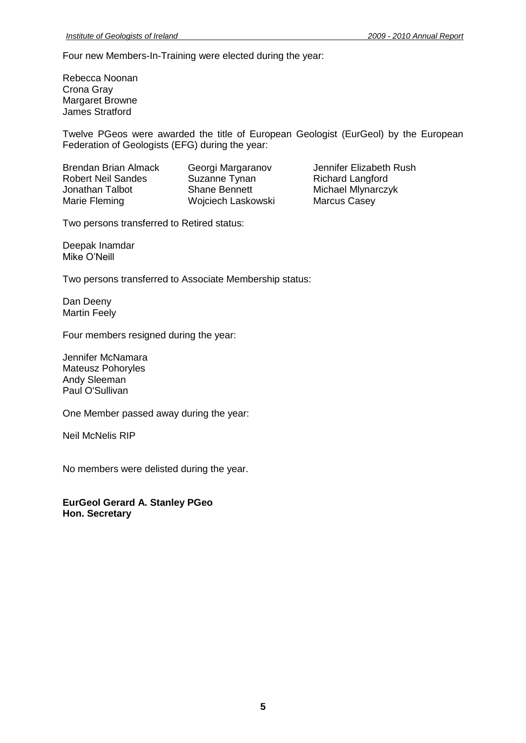Four new Members-In-Training were elected during the year:

Rebecca Noonan
Crona Gray
Margaret Browne
James Stratford

Twelve PGeos were awarded the title of European Geologist (EurGeol) by the European Federation of Geologists (EFG) during the year:

| | | |
|---|---|---|
| Brendan Brian Almack | Georgi Margaranov | Jennifer Elizabeth Rush |
| Robert Neil Sandes | Suzanne Tynan | Richard Langford |
| Jonathan Talbot | Shane Bennett | Michael Mlynarczyk |
| Marie Fleming | Wojciech Laskowski | Marcus Casey |

Two persons transferred to Retired status:

Deepak Inamdar
Mike O'Neill

Two persons transferred to Associate Membership status:

Dan Deeny
Martin Feely

Four members resigned during the year:

Jennifer McNamara
Mateusz Pohoryles
Andy Sleeman
Paul O'Sullivan

One Member passed away during the year:

Neil McNelis RIP

No members were delisted during the year.

**EurGeol Gerard A. Stanley PGeo**
**Hon. Secretary**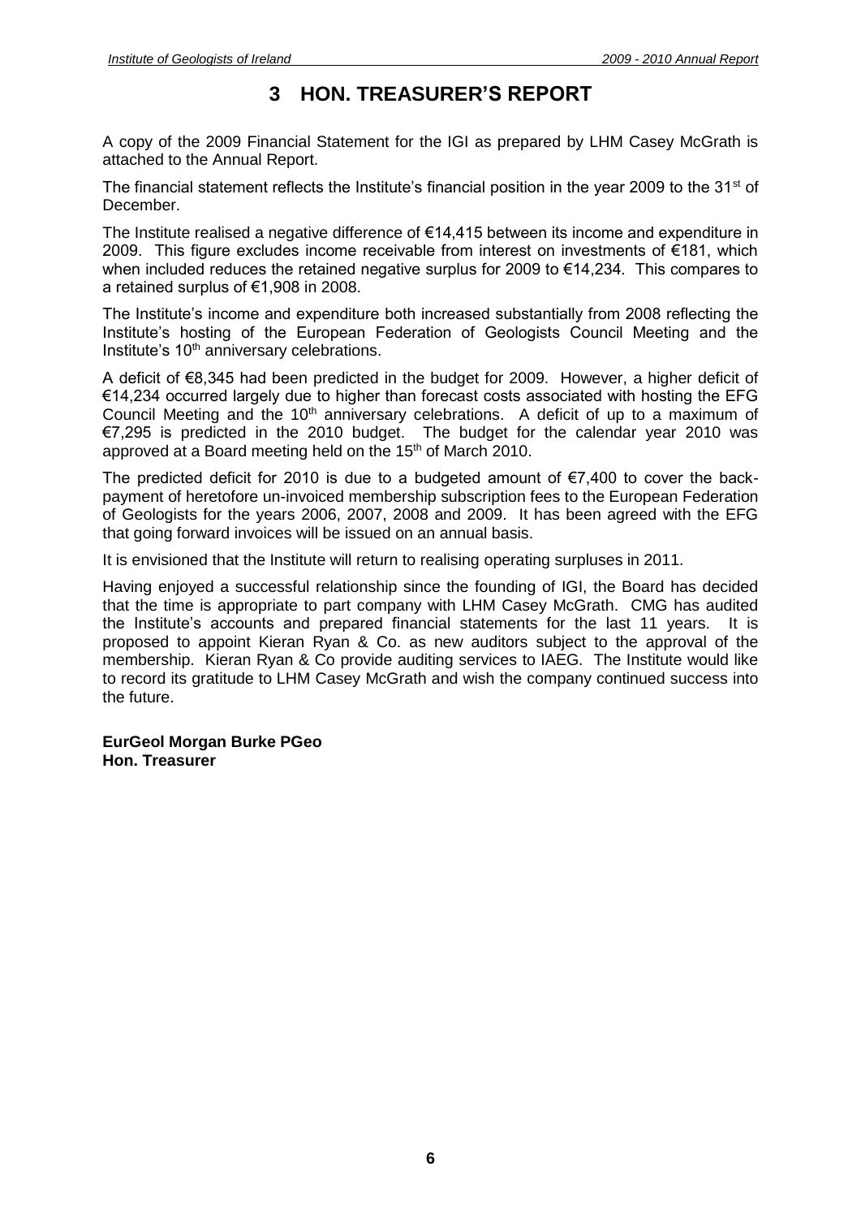# 3 HON. TREASURER'S REPORT

A copy of the 2009 Financial Statement for the IGI as prepared by LHM Casey McGrath is attached to the Annual Report.

The financial statement reflects the Institute's financial position in the year 2009 to the 31st of December.

The Institute realised a negative difference of €14,415 between its income and expenditure in 2009. This figure excludes income receivable from interest on investments of €181, which when included reduces the retained negative surplus for 2009 to €14,234. This compares to a retained surplus of €1,908 in 2008.

The Institute's income and expenditure both increased substantially from 2008 reflecting the Institute's hosting of the European Federation of Geologists Council Meeting and the Institute's 10th anniversary celebrations.

A deficit of €8,345 had been predicted in the budget for 2009. However, a higher deficit of €14,234 occurred largely due to higher than forecast costs associated with hosting the EFG Council Meeting and the 10th anniversary celebrations. A deficit of up to a maximum of €7,295 is predicted in the 2010 budget. The budget for the calendar year 2010 was approved at a Board meeting held on the 15th of March 2010.

The predicted deficit for 2010 is due to a budgeted amount of €7,400 to cover the back-payment of heretofore un-invoiced membership subscription fees to the European Federation of Geologists for the years 2006, 2007, 2008 and 2009. It has been agreed with the EFG that going forward invoices will be issued on an annual basis.

It is envisioned that the Institute will return to realising operating surpluses in 2011.

Having enjoyed a successful relationship since the founding of IGI, the Board has decided that the time is appropriate to part company with LHM Casey McGrath. CMG has audited the Institute's accounts and prepared financial statements for the last 11 years. It is proposed to appoint Kieran Ryan & Co. as new auditors subject to the approval of the membership. Kieran Ryan & Co provide auditing services to IAEG. The Institute would like to record its gratitude to LHM Casey McGrath and wish the company continued success into the future.

**EurGeol Morgan Burke PGeo**
**Hon. Treasurer**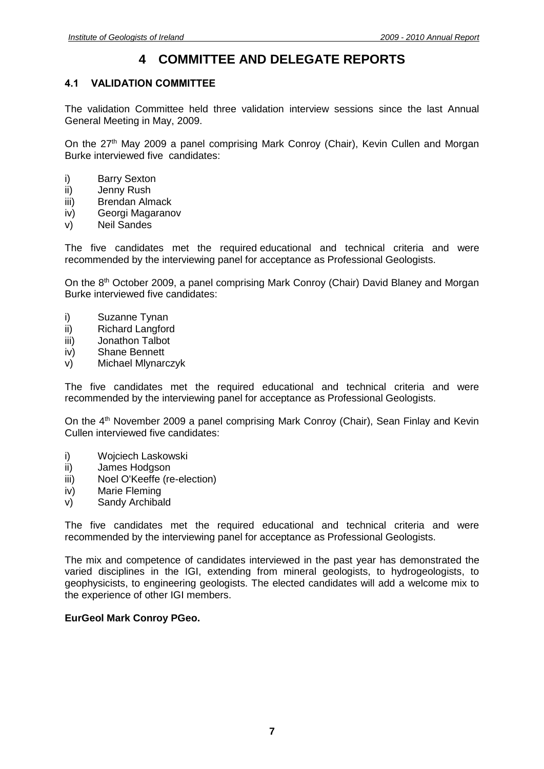# 4 COMMITTEE AND DELEGATE REPORTS

## 4.1 VALIDATION COMMITTEE

The validation Committee held three validation interview sessions since the last Annual General Meeting in May, 2009.

On the 27th May 2009 a panel comprising Mark Conroy (Chair), Kevin Cullen and Morgan Burke interviewed five candidates:

i) Barry Sexton
ii) Jenny Rush
iii) Brendan Almack
iv) Georgi Magaranov
v) Neil Sandes

The five candidates met the required educational and technical criteria and were recommended by the interviewing panel for acceptance as Professional Geologists.

On the 8th October 2009, a panel comprising Mark Conroy (Chair) David Blaney and Morgan Burke interviewed five candidates:

i) Suzanne Tynan
ii) Richard Langford
iii) Jonathon Talbot
iv) Shane Bennett
v) Michael Mlynarczyk

The five candidates met the required educational and technical criteria and were recommended by the interviewing panel for acceptance as Professional Geologists.

On the 4th November 2009 a panel comprising Mark Conroy (Chair), Sean Finlay and Kevin Cullen interviewed five candidates:

i) Wojciech Laskowski
ii) James Hodgson
iii) Noel O'Keeffe (re-election)
iv) Marie Fleming
v) Sandy Archibald

The five candidates met the required educational and technical criteria and were recommended by the interviewing panel for acceptance as Professional Geologists.

The mix and competence of candidates interviewed in the past year has demonstrated the varied disciplines in the IGI, extending from mineral geologists, to hydrogeologists, to geophysicists, to engineering geologists. The elected candidates will add a welcome mix to the experience of other IGI members.

**EurGeol Mark Conroy PGeo.**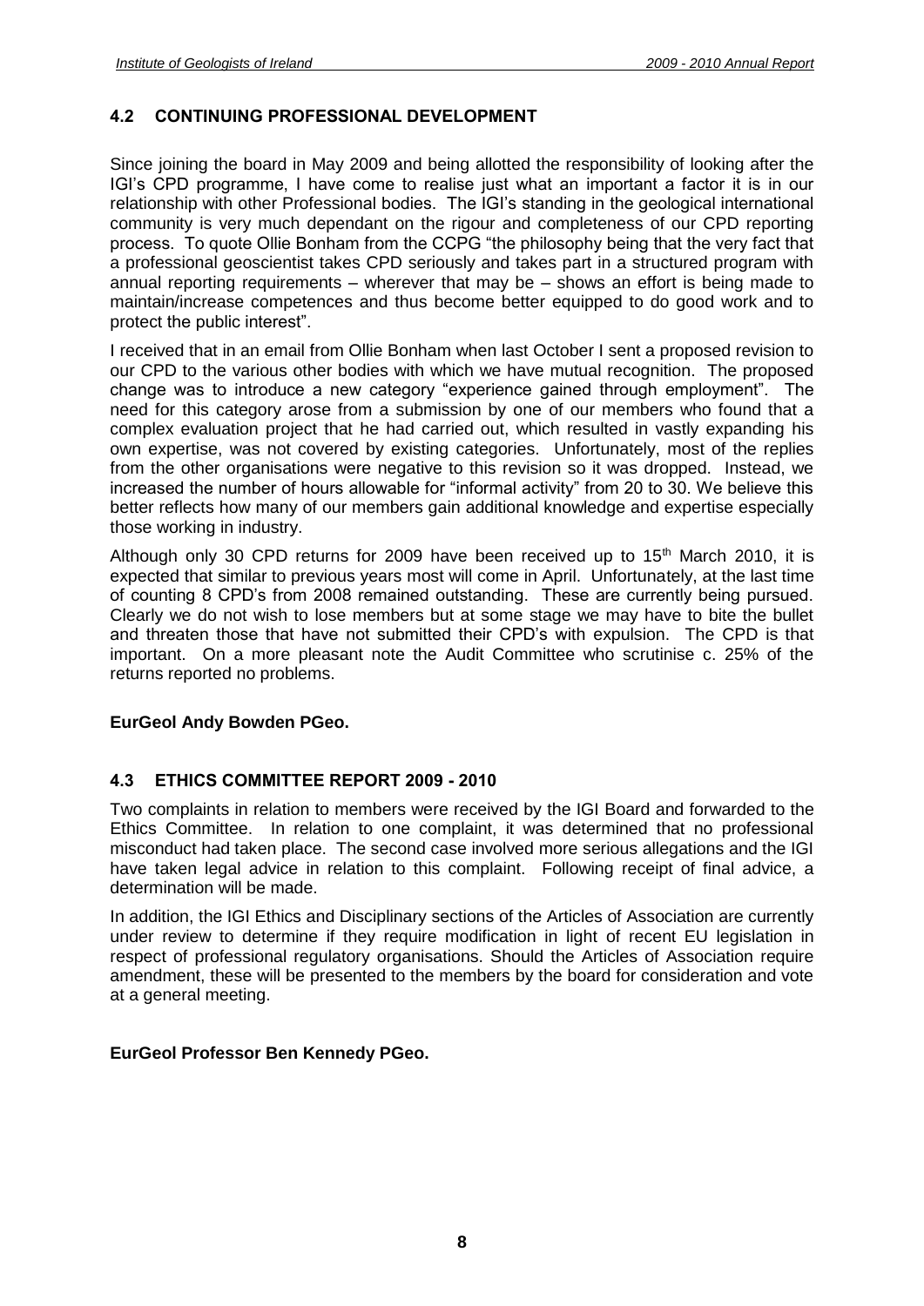## 4.2 CONTINUING PROFESSIONAL DEVELOPMENT

Since joining the board in May 2009 and being allotted the responsibility of looking after the IGI's CPD programme, I have come to realise just what an important a factor it is in our relationship with other Professional bodies. The IGI's standing in the geological international community is very much dependant on the rigour and completeness of our CPD reporting process. To quote Ollie Bonham from the CCPG "the philosophy being that the very fact that a professional geoscientist takes CPD seriously and takes part in a structured program with annual reporting requirements – wherever that may be – shows an effort is being made to maintain/increase competences and thus become better equipped to do good work and to protect the public interest".

I received that in an email from Ollie Bonham when last October I sent a proposed revision to our CPD to the various other bodies with which we have mutual recognition. The proposed change was to introduce a new category "experience gained through employment". The need for this category arose from a submission by one of our members who found that a complex evaluation project that he had carried out, which resulted in vastly expanding his own expertise, was not covered by existing categories. Unfortunately, most of the replies from the other organisations were negative to this revision so it was dropped. Instead, we increased the number of hours allowable for "informal activity" from 20 to 30. We believe this better reflects how many of our members gain additional knowledge and expertise especially those working in industry.

Although only 30 CPD returns for 2009 have been received up to 15th March 2010, it is expected that similar to previous years most will come in April. Unfortunately, at the last time of counting 8 CPD's from 2008 remained outstanding. These are currently being pursued. Clearly we do not wish to lose members but at some stage we may have to bite the bullet and threaten those that have not submitted their CPD's with expulsion. The CPD is that important. On a more pleasant note the Audit Committee who scrutinise c. 25% of the returns reported no problems.

**EurGeol Andy Bowden PGeo.**

## 4.3 ETHICS COMMITTEE REPORT 2009 - 2010

Two complaints in relation to members were received by the IGI Board and forwarded to the Ethics Committee. In relation to one complaint, it was determined that no professional misconduct had taken place. The second case involved more serious allegations and the IGI have taken legal advice in relation to this complaint. Following receipt of final advice, a determination will be made.

In addition, the IGI Ethics and Disciplinary sections of the Articles of Association are currently under review to determine if they require modification in light of recent EU legislation in respect of professional regulatory organisations. Should the Articles of Association require amendment, these will be presented to the members by the board for consideration and vote at a general meeting.

**EurGeol Professor Ben Kennedy PGeo.**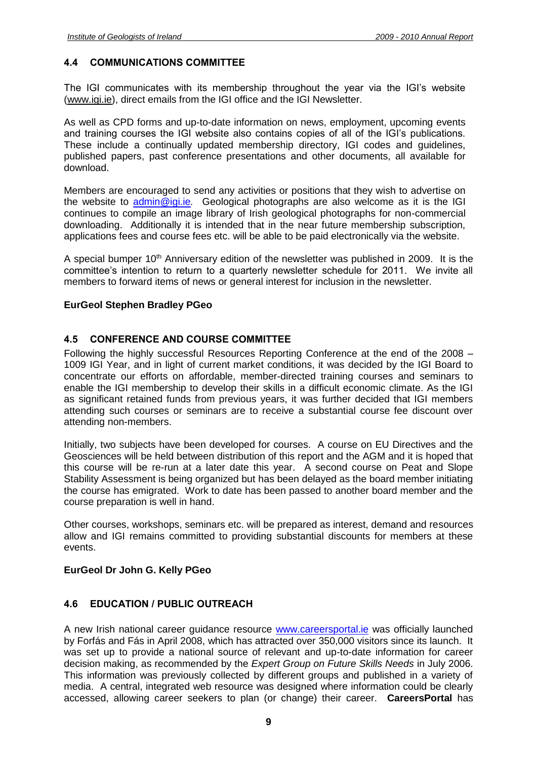## 4.4 COMMUNICATIONS COMMITTEE

The IGI communicates with its membership throughout the year via the IGI's website (www.igi.ie), direct emails from the IGI office and the IGI Newsletter.

As well as CPD forms and up-to-date information on news, employment, upcoming events and training courses the IGI website also contains copies of all of the IGI's publications. These include a continually updated membership directory, IGI codes and guidelines, published papers, past conference presentations and other documents, all available for download.

Members are encouraged to send any activities or positions that they wish to advertise on the website to admin@igi.ie. Geological photographs are also welcome as it is the IGI continues to compile an image library of Irish geological photographs for non-commercial downloading. Additionally it is intended that in the near future membership subscription, applications fees and course fees etc. will be able to be paid electronically via the website.

A special bumper 10th Anniversary edition of the newsletter was published in 2009. It is the committee's intention to return to a quarterly newsletter schedule for 2011. We invite all members to forward items of news or general interest for inclusion in the newsletter.

**EurGeol Stephen Bradley PGeo**

## 4.5 CONFERENCE AND COURSE COMMITTEE

Following the highly successful Resources Reporting Conference at the end of the 2008 – 1009 IGI Year, and in light of current market conditions, it was decided by the IGI Board to concentrate our efforts on affordable, member-directed training courses and seminars to enable the IGI membership to develop their skills in a difficult economic climate. As the IGI as significant retained funds from previous years, it was further decided that IGI members attending such courses or seminars are to receive a substantial course fee discount over attending non-members.

Initially, two subjects have been developed for courses. A course on EU Directives and the Geosciences will be held between distribution of this report and the AGM and it is hoped that this course will be re-run at a later date this year. A second course on Peat and Slope Stability Assessment is being organized but has been delayed as the board member initiating the course has emigrated. Work to date has been passed to another board member and the course preparation is well in hand.

Other courses, workshops, seminars etc. will be prepared as interest, demand and resources allow and IGI remains committed to providing substantial discounts for members at these events.

**EurGeol Dr John G. Kelly PGeo**

## 4.6 EDUCATION / PUBLIC OUTREACH

A new Irish national career guidance resource www.careersportal.ie was officially launched by Forfás and Fás in April 2008, which has attracted over 350,000 visitors since its launch. It was set up to provide a national source of relevant and up-to-date information for career decision making, as recommended by the *Expert Group on Future Skills Needs* in July 2006. This information was previously collected by different groups and published in a variety of media. A central, integrated web resource was designed where information could be clearly accessed, allowing career seekers to plan (or change) their career. **CareersPortal** has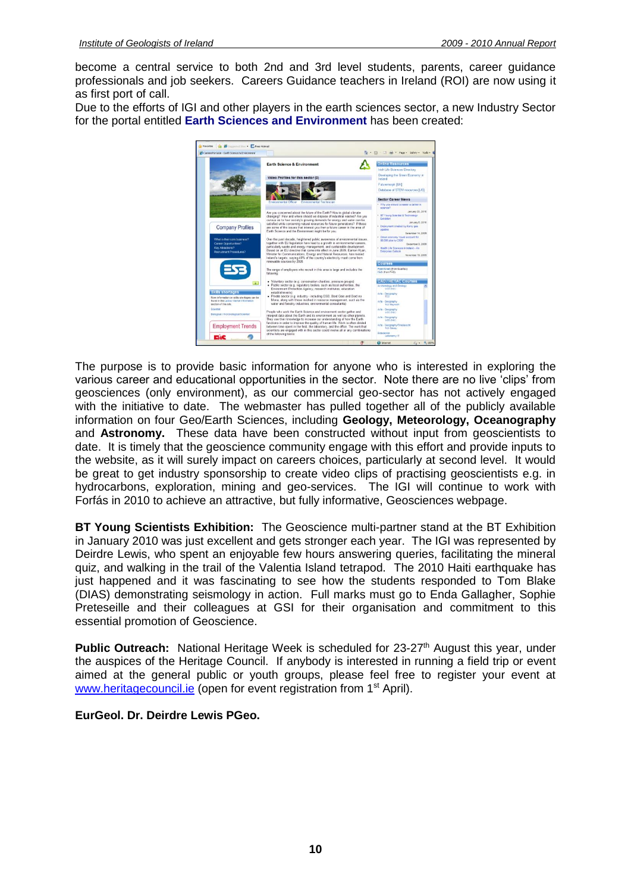become a central service to both 2nd and 3rd level students, parents, career guidance professionals and job seekers. Careers Guidance teachers in Ireland (ROI) are now using it as first port of call.

Due to the efforts of IGI and other players in the earth sciences sector, a new Industry Sector for the portal entitled **Earth Sciences and Environment** has been created:

The purpose is to provide basic information for anyone who is interested in exploring the various career and educational opportunities in the sector. Note there are no live 'clips' from geosciences (only environment), as our commercial geo-sector has not actively engaged with the initiative to date. The webmaster has pulled together all of the publicly available information on four Geo/Earth Sciences, including **Geology, Meteorology, Oceanography** and **Astronomy.** These data have been constructed without input from geoscientists to date. It is timely that the geoscience community engage with this effort and provide inputs to the website, as it will surely impact on careers choices, particularly at second level. It would be great to get industry sponsorship to create video clips of practising geoscientists e.g. in hydrocarbons, exploration, mining and geo-services. The IGI will continue to work with Forfás in 2010 to achieve an attractive, but fully informative, Geosciences webpage.

**BT Young Scientists Exhibition:** The Geoscience multi-partner stand at the BT Exhibition in January 2010 was just excellent and gets stronger each year. The IGI was represented by Deirdre Lewis, who spent an enjoyable few hours answering queries, facilitating the mineral quiz, and walking in the trail of the Valentia Island tetrapod. The 2010 Haiti earthquake has just happened and it was fascinating to see how the students responded to Tom Blake (DIAS) demonstrating seismology in action. Full marks must go to Enda Gallagher, Sophie Preteseille and their colleagues at GSI for their organisation and commitment to this essential promotion of Geoscience.

**Public Outreach:** National Heritage Week is scheduled for 23-27th August this year, under the auspices of the Heritage Council. If anybody is interested in running a field trip or event aimed at the general public or youth groups, please feel free to register your event at www.heritagecouncil.ie (open for event registration from 1st April).

**EurGeol. Dr. Deirdre Lewis PGeo.**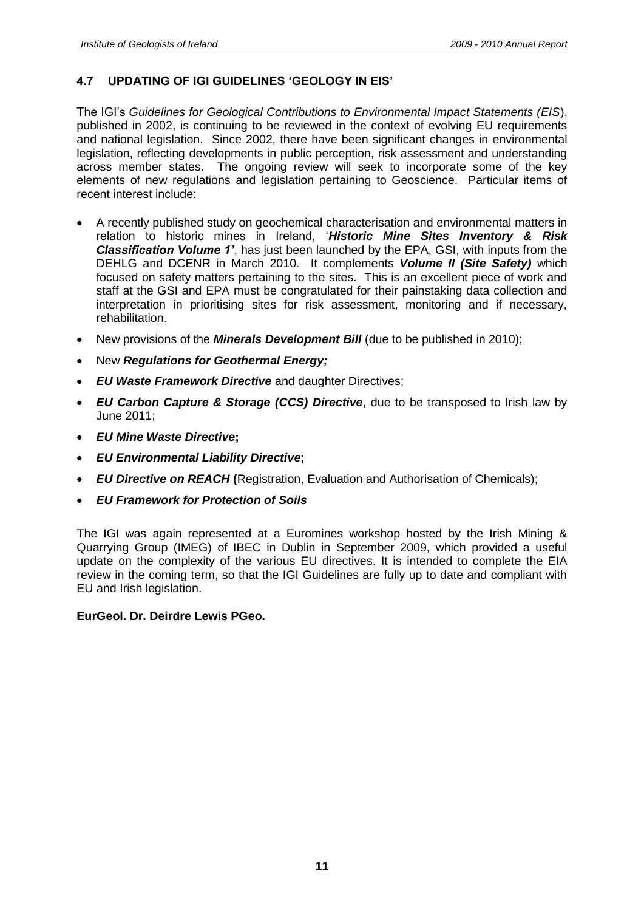### 4.7 UPDATING OF IGI GUIDELINES 'GEOLOGY IN EIS'

The IGI's *Guidelines for Geological Contributions to Environmental Impact Statements (EIS*), published in 2002, is continuing to be reviewed in the context of evolving EU requirements and national legislation. Since 2002, there have been significant changes in environmental legislation, reflecting developments in public perception, risk assessment and understanding across member states. The ongoing review will seek to incorporate some of the key elements of new regulations and legislation pertaining to Geoscience. Particular items of recent interest include:

- A recently published study on geochemical characterisation and environmental matters in relation to historic mines in Ireland, '***Historic Mine Sites Inventory & Risk Classification Volume 1'***, has just been launched by the EPA, GSI, with inputs from the DEHLG and DCENR in March 2010. It complements ***Volume II (Site Safety)*** which focused on safety matters pertaining to the sites. This is an excellent piece of work and staff at the GSI and EPA must be congratulated for their painstaking data collection and interpretation in prioritising sites for risk assessment, monitoring and if necessary, rehabilitation.
- New provisions of the ***Minerals Development Bill*** (due to be published in 2010);
- New ***Regulations for Geothermal Energy;***
- ***EU Waste Framework Directive*** and daughter Directives;
- ***EU Carbon Capture & Storage (CCS) Directive***, due to be transposed to Irish law by June 2011;
- ***EU Mine Waste Directive*****;**
- ***EU Environmental Liability Directive*****;**
- ***EU Directive on REACH*** **(**Registration, Evaluation and Authorisation of Chemicals);
- ***EU Framework for Protection of Soils***

The IGI was again represented at a Euromines workshop hosted by the Irish Mining & Quarrying Group (IMEG) of IBEC in Dublin in September 2009, which provided a useful update on the complexity of the various EU directives. It is intended to complete the EIA review in the coming term, so that the IGI Guidelines are fully up to date and compliant with EU and Irish legislation.

**EurGeol. Dr. Deirdre Lewis PGeo.**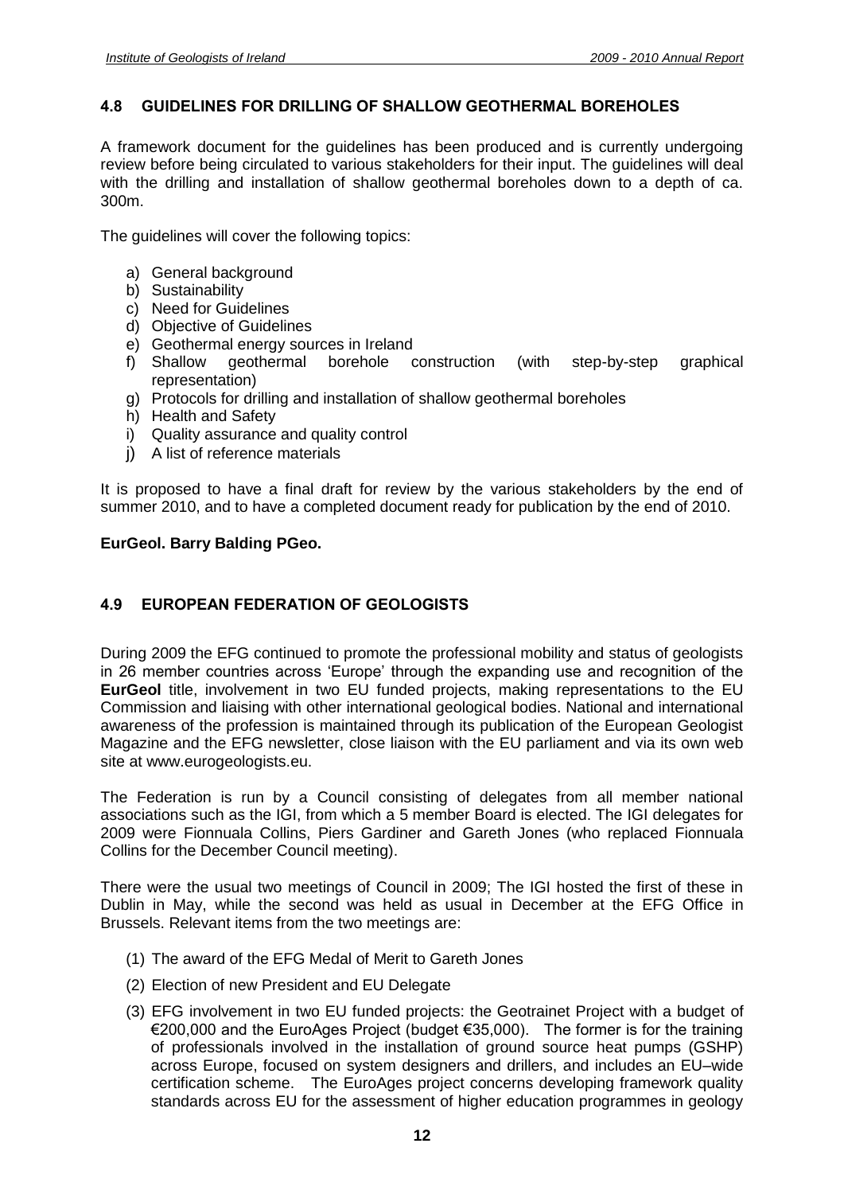## 4.8 GUIDELINES FOR DRILLING OF SHALLOW GEOTHERMAL BOREHOLES

A framework document for the guidelines has been produced and is currently undergoing review before being circulated to various stakeholders for their input. The guidelines will deal with the drilling and installation of shallow geothermal boreholes down to a depth of ca. 300m.

The guidelines will cover the following topics:

a) General background
b) Sustainability
c) Need for Guidelines
d) Objective of Guidelines
e) Geothermal energy sources in Ireland
f) Shallow geothermal borehole construction (with step-by-step graphical representation)
g) Protocols for drilling and installation of shallow geothermal boreholes
h) Health and Safety
i) Quality assurance and quality control
j) A list of reference materials

It is proposed to have a final draft for review by the various stakeholders by the end of summer 2010, and to have a completed document ready for publication by the end of 2010.

**EurGeol. Barry Balding PGeo.**

## 4.9 EUROPEAN FEDERATION OF GEOLOGISTS

During 2009 the EFG continued to promote the professional mobility and status of geologists in 26 member countries across 'Europe' through the expanding use and recognition of the **EurGeol** title, involvement in two EU funded projects, making representations to the EU Commission and liaising with other international geological bodies. National and international awareness of the profession is maintained through its publication of the European Geologist Magazine and the EFG newsletter, close liaison with the EU parliament and via its own web site at www.eurogeologists.eu.

The Federation is run by a Council consisting of delegates from all member national associations such as the IGI, from which a 5 member Board is elected. The IGI delegates for 2009 were Fionnuala Collins, Piers Gardiner and Gareth Jones (who replaced Fionnuala Collins for the December Council meeting).

There were the usual two meetings of Council in 2009; The IGI hosted the first of these in Dublin in May, while the second was held as usual in December at the EFG Office in Brussels. Relevant items from the two meetings are:

(1) The award of the EFG Medal of Merit to Gareth Jones

(2) Election of new President and EU Delegate

(3) EFG involvement in two EU funded projects: the Geotrainet Project with a budget of €200,000 and the EuroAges Project (budget €35,000). The former is for the training of professionals involved in the installation of ground source heat pumps (GSHP) across Europe, focused on system designers and drillers, and includes an EU–wide certification scheme. The EuroAges project concerns developing framework quality standards across EU for the assessment of higher education programmes in geology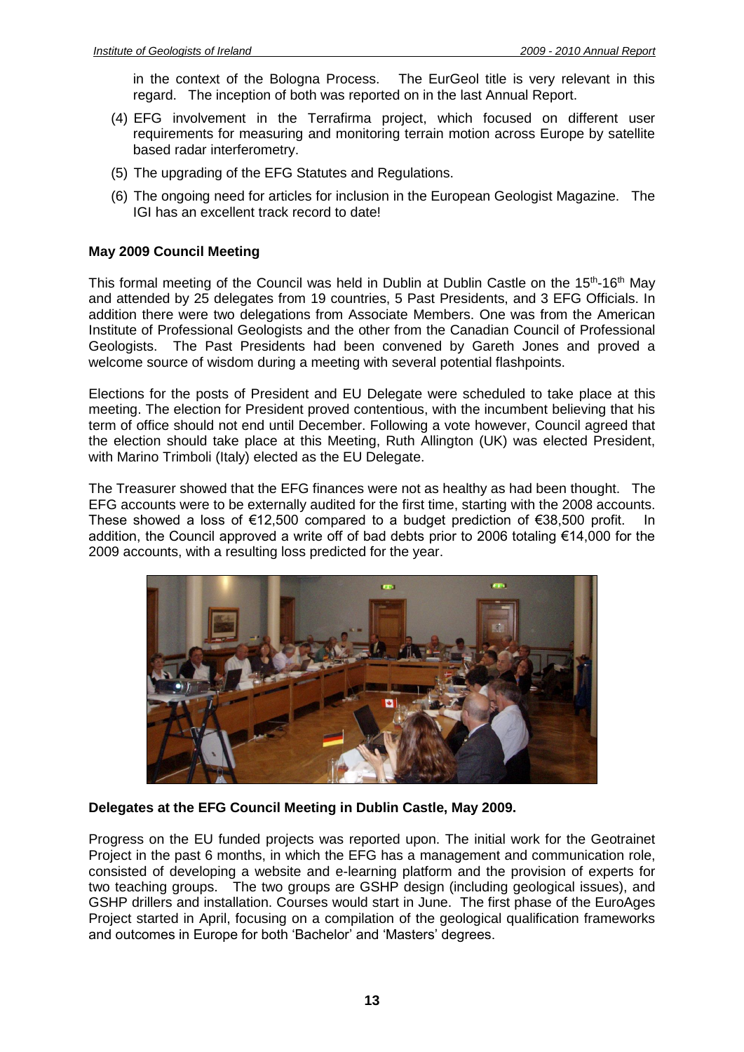in the context of the Bologna Process. The EurGeol title is very relevant in this regard. The inception of both was reported on in the last Annual Report.

(4) EFG involvement in the Terrafirma project, which focused on different user requirements for measuring and monitoring terrain motion across Europe by satellite based radar interferometry.

(5) The upgrading of the EFG Statutes and Regulations.

(6) The ongoing need for articles for inclusion in the European Geologist Magazine. The IGI has an excellent track record to date!

**May 2009 Council Meeting**

This formal meeting of the Council was held in Dublin at Dublin Castle on the 15th-16th May and attended by 25 delegates from 19 countries, 5 Past Presidents, and 3 EFG Officials. In addition there were two delegations from Associate Members. One was from the American Institute of Professional Geologists and the other from the Canadian Council of Professional Geologists. The Past Presidents had been convened by Gareth Jones and proved a welcome source of wisdom during a meeting with several potential flashpoints.

Elections for the posts of President and EU Delegate were scheduled to take place at this meeting. The election for President proved contentious, with the incumbent believing that his term of office should not end until December. Following a vote however, Council agreed that the election should take place at this Meeting, Ruth Allington (UK) was elected President, with Marino Trimboli (Italy) elected as the EU Delegate.

The Treasurer showed that the EFG finances were not as healthy as had been thought. The EFG accounts were to be externally audited for the first time, starting with the 2008 accounts. These showed a loss of €12,500 compared to a budget prediction of €38,500 profit. In addition, the Council approved a write off of bad debts prior to 2006 totaling €14,000 for the 2009 accounts, with a resulting loss predicted for the year.

**Delegates at the EFG Council Meeting in Dublin Castle, May 2009.**

Progress on the EU funded projects was reported upon. The initial work for the Geotrainet Project in the past 6 months, in which the EFG has a management and communication role, consisted of developing a website and e-learning platform and the provision of experts for two teaching groups. The two groups are GSHP design (including geological issues), and GSHP drillers and installation. Courses would start in June. The first phase of the EuroAges Project started in April, focusing on a compilation of the geological qualification frameworks and outcomes in Europe for both 'Bachelor' and 'Masters' degrees.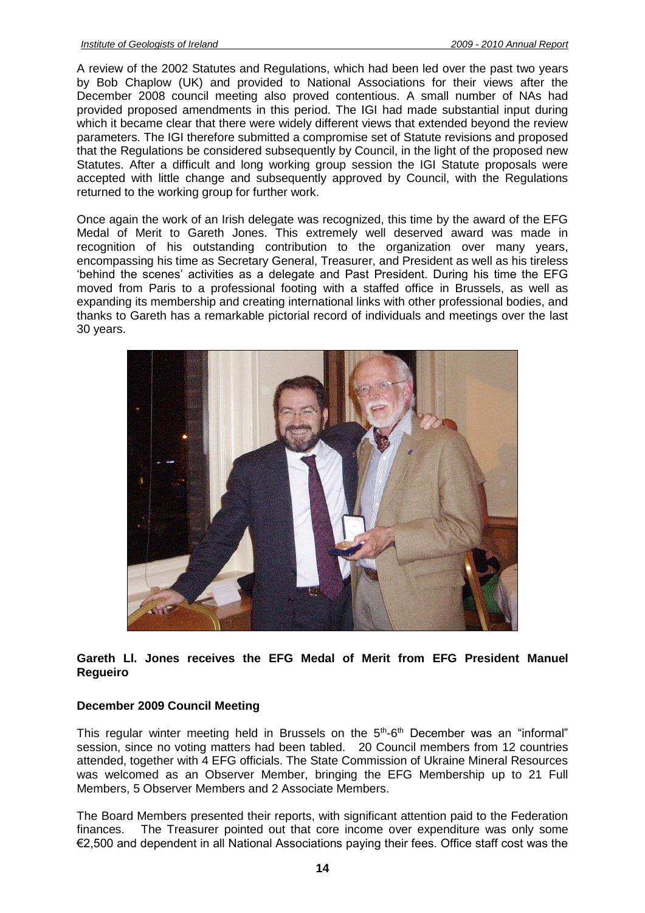A review of the 2002 Statutes and Regulations, which had been led over the past two years by Bob Chaplow (UK) and provided to National Associations for their views after the December 2008 council meeting also proved contentious. A small number of NAs had provided proposed amendments in this period. The IGI had made substantial input during which it became clear that there were widely different views that extended beyond the review parameters. The IGI therefore submitted a compromise set of Statute revisions and proposed that the Regulations be considered subsequently by Council, in the light of the proposed new Statutes. After a difficult and long working group session the IGI Statute proposals were accepted with little change and subsequently approved by Council, with the Regulations returned to the working group for further work.

Once again the work of an Irish delegate was recognized, this time by the award of the EFG Medal of Merit to Gareth Jones. This extremely well deserved award was made in recognition of his outstanding contribution to the organization over many years, encompassing his time as Secretary General, Treasurer, and President as well as his tireless 'behind the scenes' activities as a delegate and Past President. During his time the EFG moved from Paris to a professional footing with a staffed office in Brussels, as well as expanding its membership and creating international links with other professional bodies, and thanks to Gareth has a remarkable pictorial record of individuals and meetings over the last 30 years.

**Gareth Ll. Jones receives the EFG Medal of Merit from EFG President Manuel Regueiro**

**December 2009 Council Meeting**

This regular winter meeting held in Brussels on the 5th-6th December was an "informal" session, since no voting matters had been tabled. 20 Council members from 12 countries attended, together with 4 EFG officials. The State Commission of Ukraine Mineral Resources was welcomed as an Observer Member, bringing the EFG Membership up to 21 Full Members, 5 Observer Members and 2 Associate Members.

The Board Members presented their reports, with significant attention paid to the Federation finances. The Treasurer pointed out that core income over expenditure was only some €2,500 and dependent in all National Associations paying their fees. Office staff cost was the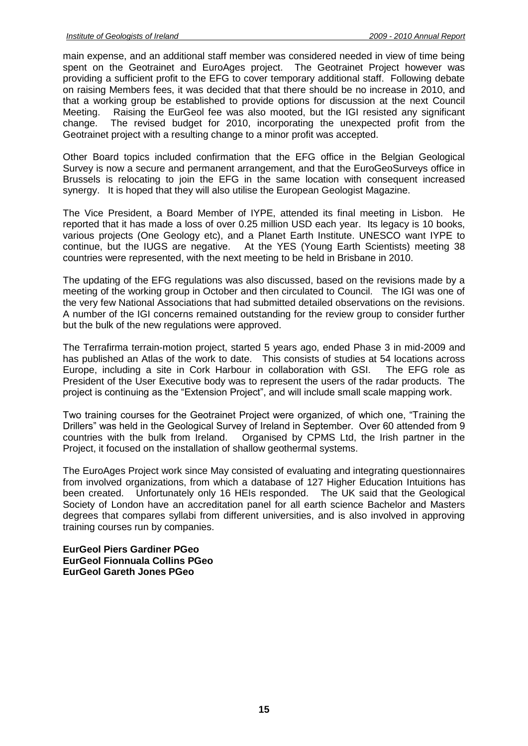main expense, and an additional staff member was considered needed in view of time being spent on the Geotrainet and EuroAges project. The Geotrainet Project however was providing a sufficient profit to the EFG to cover temporary additional staff. Following debate on raising Members fees, it was decided that that there should be no increase in 2010, and that a working group be established to provide options for discussion at the next Council Meeting. Raising the EurGeol fee was also mooted, but the IGI resisted any significant change. The revised budget for 2010, incorporating the unexpected profit from the Geotrainet project with a resulting change to a minor profit was accepted.

Other Board topics included confirmation that the EFG office in the Belgian Geological Survey is now a secure and permanent arrangement, and that the EuroGeoSurveys office in Brussels is relocating to join the EFG in the same location with consequent increased synergy. It is hoped that they will also utilise the European Geologist Magazine.

The Vice President, a Board Member of IYPE, attended its final meeting in Lisbon. He reported that it has made a loss of over 0.25 million USD each year. Its legacy is 10 books, various projects (One Geology etc), and a Planet Earth Institute. UNESCO want IYPE to continue, but the IUGS are negative. At the YES (Young Earth Scientists) meeting 38 countries were represented, with the next meeting to be held in Brisbane in 2010.

The updating of the EFG regulations was also discussed, based on the revisions made by a meeting of the working group in October and then circulated to Council. The IGI was one of the very few National Associations that had submitted detailed observations on the revisions. A number of the IGI concerns remained outstanding for the review group to consider further but the bulk of the new regulations were approved.

The Terrafirma terrain-motion project, started 5 years ago, ended Phase 3 in mid-2009 and has published an Atlas of the work to date. This consists of studies at 54 locations across Europe, including a site in Cork Harbour in collaboration with GSI. The EFG role as President of the User Executive body was to represent the users of the radar products. The project is continuing as the "Extension Project", and will include small scale mapping work.

Two training courses for the Geotrainet Project were organized, of which one, "Training the Drillers" was held in the Geological Survey of Ireland in September. Over 60 attended from 9 countries with the bulk from Ireland. Organised by CPMS Ltd, the Irish partner in the Project, it focused on the installation of shallow geothermal systems.

The EuroAges Project work since May consisted of evaluating and integrating questionnaires from involved organizations, from which a database of 127 Higher Education Intuitions has been created. Unfortunately only 16 HEIs responded. The UK said that the Geological Society of London have an accreditation panel for all earth science Bachelor and Masters degrees that compares syllabi from different universities, and is also involved in approving training courses run by companies.

**EurGeol Piers Gardiner PGeo**
**EurGeol Fionnuala Collins PGeo**
**EurGeol Gareth Jones PGeo**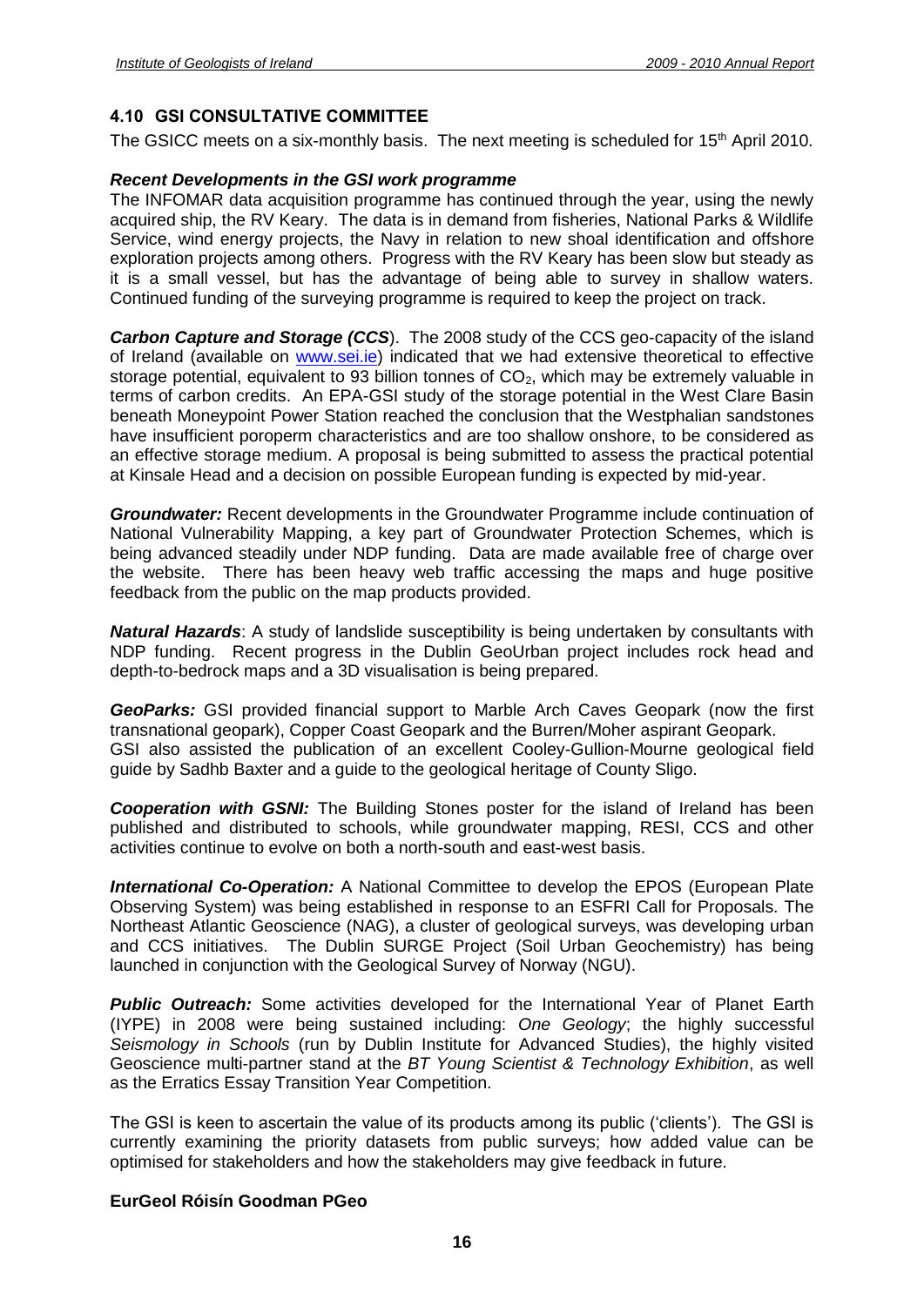## 4.10 GSI CONSULTATIVE COMMITTEE

The GSICC meets on a six-monthly basis. The next meeting is scheduled for 15th April 2010.

### *Recent Developments in the GSI work programme*

The INFOMAR data acquisition programme has continued through the year, using the newly acquired ship, the RV Keary. The data is in demand from fisheries, National Parks & Wildlife Service, wind energy projects, the Navy in relation to new shoal identification and offshore exploration projects among others. Progress with the RV Keary has been slow but steady as it is a small vessel, but has the advantage of being able to survey in shallow waters. Continued funding of the surveying programme is required to keep the project on track.

***Carbon Capture and Storage (CCS***). The 2008 study of the CCS geo-capacity of the island of Ireland (available on www.sei.ie) indicated that we had extensive theoretical to effective storage potential, equivalent to 93 billion tonnes of $CO_2$, which may be extremely valuable in terms of carbon credits. An EPA-GSI study of the storage potential in the West Clare Basin beneath Moneypoint Power Station reached the conclusion that the Westphalian sandstones have insufficient poroperm characteristics and are too shallow onshore, to be considered as an effective storage medium. A proposal is being submitted to assess the practical potential at Kinsale Head and a decision on possible European funding is expected by mid-year.

***Groundwater:*** Recent developments in the Groundwater Programme include continuation of National Vulnerability Mapping, a key part of Groundwater Protection Schemes, which is being advanced steadily under NDP funding. Data are made available free of charge over the website. There has been heavy web traffic accessing the maps and huge positive feedback from the public on the map products provided.

***Natural Hazards***: A study of landslide susceptibility is being undertaken by consultants with NDP funding. Recent progress in the Dublin GeoUrban project includes rock head and depth-to-bedrock maps and a 3D visualisation is being prepared.

***GeoParks:*** GSI provided financial support to Marble Arch Caves Geopark (now the first transnational geopark), Copper Coast Geopark and the Burren/Moher aspirant Geopark. GSI also assisted the publication of an excellent Cooley-Gullion-Mourne geological field guide by Sadhb Baxter and a guide to the geological heritage of County Sligo.

***Cooperation with GSNI:*** The Building Stones poster for the island of Ireland has been published and distributed to schools, while groundwater mapping, RESI, CCS and other activities continue to evolve on both a north-south and east-west basis.

***International Co-Operation:*** A National Committee to develop the EPOS (European Plate Observing System) was being established in response to an ESFRI Call for Proposals. The Northeast Atlantic Geoscience (NAG), a cluster of geological surveys, was developing urban and CCS initiatives. The Dublin SURGE Project (Soil Urban Geochemistry) has being launched in conjunction with the Geological Survey of Norway (NGU).

***Public Outreach:*** Some activities developed for the International Year of Planet Earth (IYPE) in 2008 were being sustained including: *One Geology*; the highly successful *Seismology in Schools* (run by Dublin Institute for Advanced Studies), the highly visited Geoscience multi-partner stand at the *BT Young Scientist & Technology Exhibition*, as well as the Erratics Essay Transition Year Competition.

The GSI is keen to ascertain the value of its products among its public ('clients'). The GSI is currently examining the priority datasets from public surveys; how added value can be optimised for stakeholders and how the stakeholders may give feedback in future.

**EurGeol Róisín Goodman PGeo**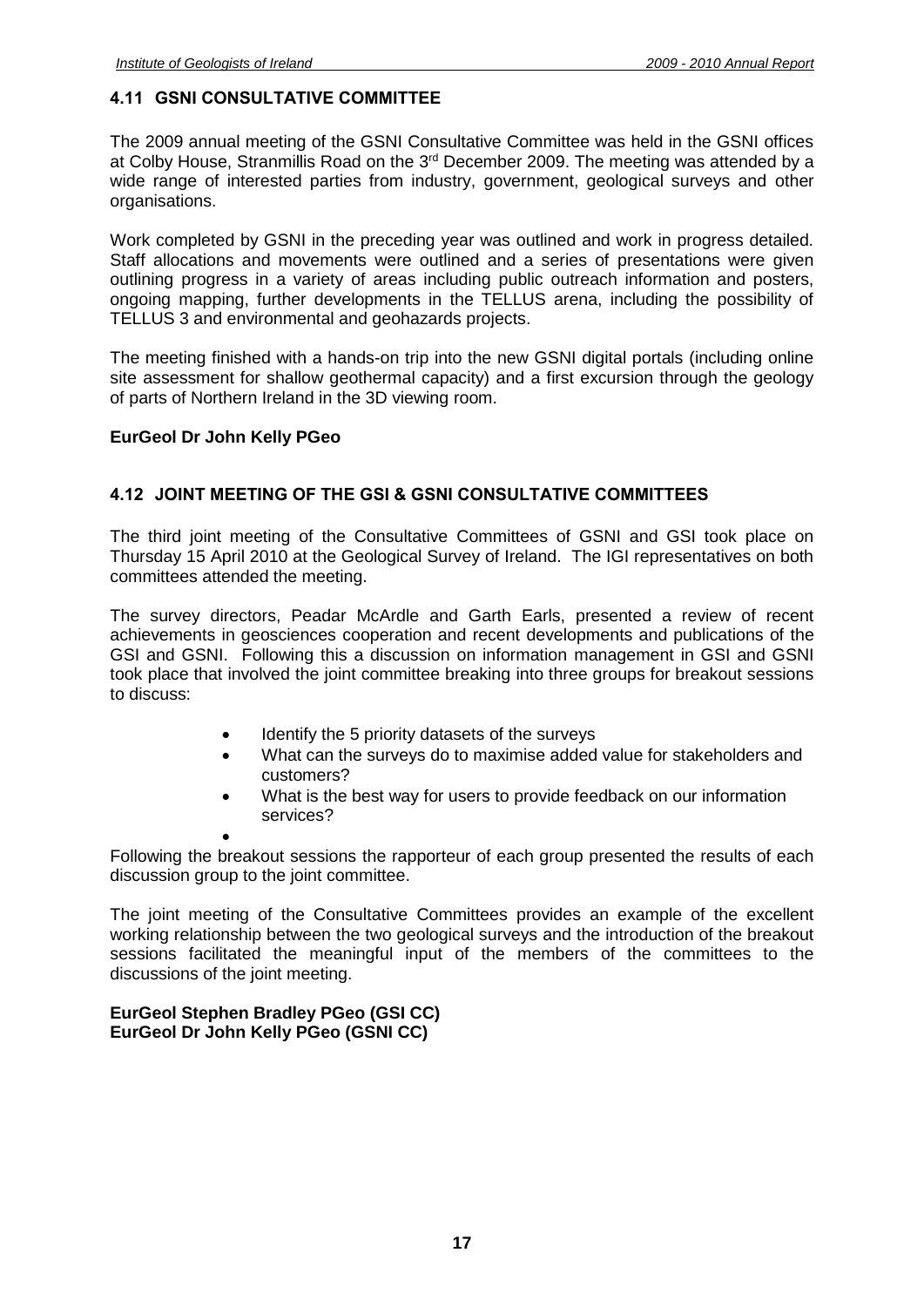## 4.11 GSNI CONSULTATIVE COMMITTEE

The 2009 annual meeting of the GSNI Consultative Committee was held in the GSNI offices at Colby House, Stranmillis Road on the 3rd December 2009. The meeting was attended by a wide range of interested parties from industry, government, geological surveys and other organisations.

Work completed by GSNI in the preceding year was outlined and work in progress detailed. Staff allocations and movements were outlined and a series of presentations were given outlining progress in a variety of areas including public outreach information and posters, ongoing mapping, further developments in the TELLUS arena, including the possibility of TELLUS 3 and environmental and geohazards projects.

The meeting finished with a hands-on trip into the new GSNI digital portals (including online site assessment for shallow geothermal capacity) and a first excursion through the geology of parts of Northern Ireland in the 3D viewing room.

**EurGeol Dr John Kelly PGeo**

## 4.12 JOINT MEETING OF THE GSI & GSNI CONSULTATIVE COMMITTEES

The third joint meeting of the Consultative Committees of GSNI and GSI took place on Thursday 15 April 2010 at the Geological Survey of Ireland. The IGI representatives on both committees attended the meeting.

The survey directors, Peadar McArdle and Garth Earls, presented a review of recent achievements in geosciences cooperation and recent developments and publications of the GSI and GSNI. Following this a discussion on information management in GSI and GSNI took place that involved the joint committee breaking into three groups for breakout sessions to discuss:

- Identify the 5 priority datasets of the surveys
- What can the surveys do to maximise added value for stakeholders and customers?
- What is the best way for users to provide feedback on our information services?

Following the breakout sessions the rapporteur of each group presented the results of each discussion group to the joint committee.

The joint meeting of the Consultative Committees provides an example of the excellent working relationship between the two geological surveys and the introduction of the breakout sessions facilitated the meaningful input of the members of the committees to the discussions of the joint meeting.

**EurGeol Stephen Bradley PGeo (GSI CC)**
**EurGeol Dr John Kelly PGeo (GSNI CC)**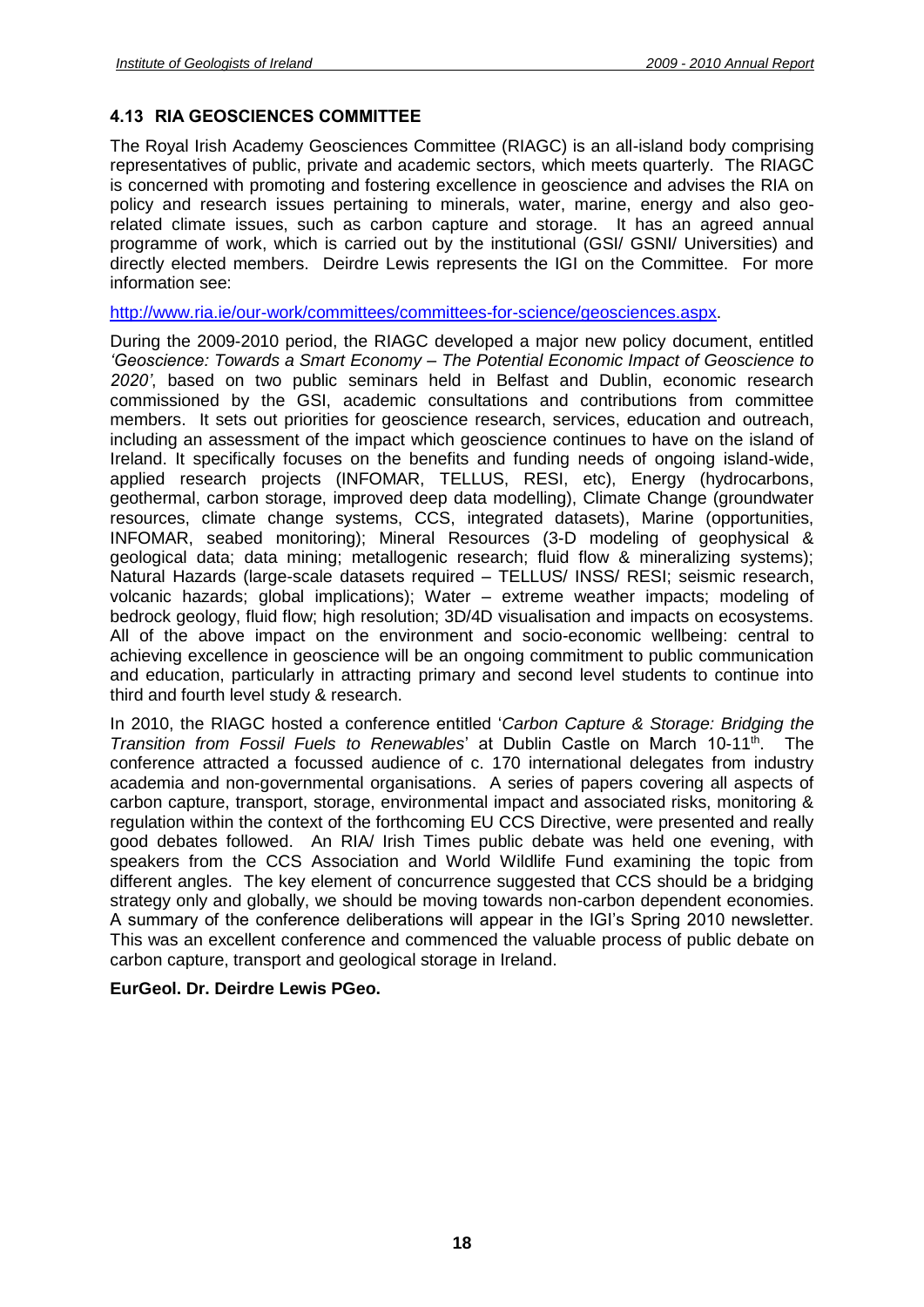## 4.13 RIA GEOSCIENCES COMMITTEE

The Royal Irish Academy Geosciences Committee (RIAGC) is an all-island body comprising representatives of public, private and academic sectors, which meets quarterly. The RIAGC is concerned with promoting and fostering excellence in geoscience and advises the RIA on policy and research issues pertaining to minerals, water, marine, energy and also geo-related climate issues, such as carbon capture and storage. It has an agreed annual programme of work, which is carried out by the institutional (GSI/ GSNI/ Universities) and directly elected members. Deirdre Lewis represents the IGI on the Committee. For more information see:

http://www.ria.ie/our-work/committees/committees-for-science/geosciences.aspx.

During the 2009-2010 period, the RIAGC developed a major new policy document, entitled *'Geoscience: Towards a Smart Economy – The Potential Economic Impact of Geoscience to 2020'*, based on two public seminars held in Belfast and Dublin, economic research commissioned by the GSI, academic consultations and contributions from committee members. It sets out priorities for geoscience research, services, education and outreach, including an assessment of the impact which geoscience continues to have on the island of Ireland. It specifically focuses on the benefits and funding needs of ongoing island-wide, applied research projects (INFOMAR, TELLUS, RESI, etc), Energy (hydrocarbons, geothermal, carbon storage, improved deep data modelling), Climate Change (groundwater resources, climate change systems, CCS, integrated datasets), Marine (opportunities, INFOMAR, seabed monitoring); Mineral Resources (3-D modeling of geophysical & geological data; data mining; metallogenic research; fluid flow & mineralizing systems); Natural Hazards (large-scale datasets required – TELLUS/ INSS/ RESI; seismic research, volcanic hazards; global implications); Water – extreme weather impacts; modeling of bedrock geology, fluid flow; high resolution; 3D/4D visualisation and impacts on ecosystems. All of the above impact on the environment and socio-economic wellbeing: central to achieving excellence in geoscience will be an ongoing commitment to public communication and education, particularly in attracting primary and second level students to continue into third and fourth level study & research.

In 2010, the RIAGC hosted a conference entitled '*Carbon Capture & Storage: Bridging the Transition from Fossil Fuels to Renewables*' at Dublin Castle on March 10-11th. The conference attracted a focussed audience of c. 170 international delegates from industry academia and non-governmental organisations. A series of papers covering all aspects of carbon capture, transport, storage, environmental impact and associated risks, monitoring & regulation within the context of the forthcoming EU CCS Directive, were presented and really good debates followed. An RIA/ Irish Times public debate was held one evening, with speakers from the CCS Association and World Wildlife Fund examining the topic from different angles. The key element of concurrence suggested that CCS should be a bridging strategy only and globally, we should be moving towards non-carbon dependent economies. A summary of the conference deliberations will appear in the IGI's Spring 2010 newsletter. This was an excellent conference and commenced the valuable process of public debate on carbon capture, transport and geological storage in Ireland.

**EurGeol. Dr. Deirdre Lewis PGeo.**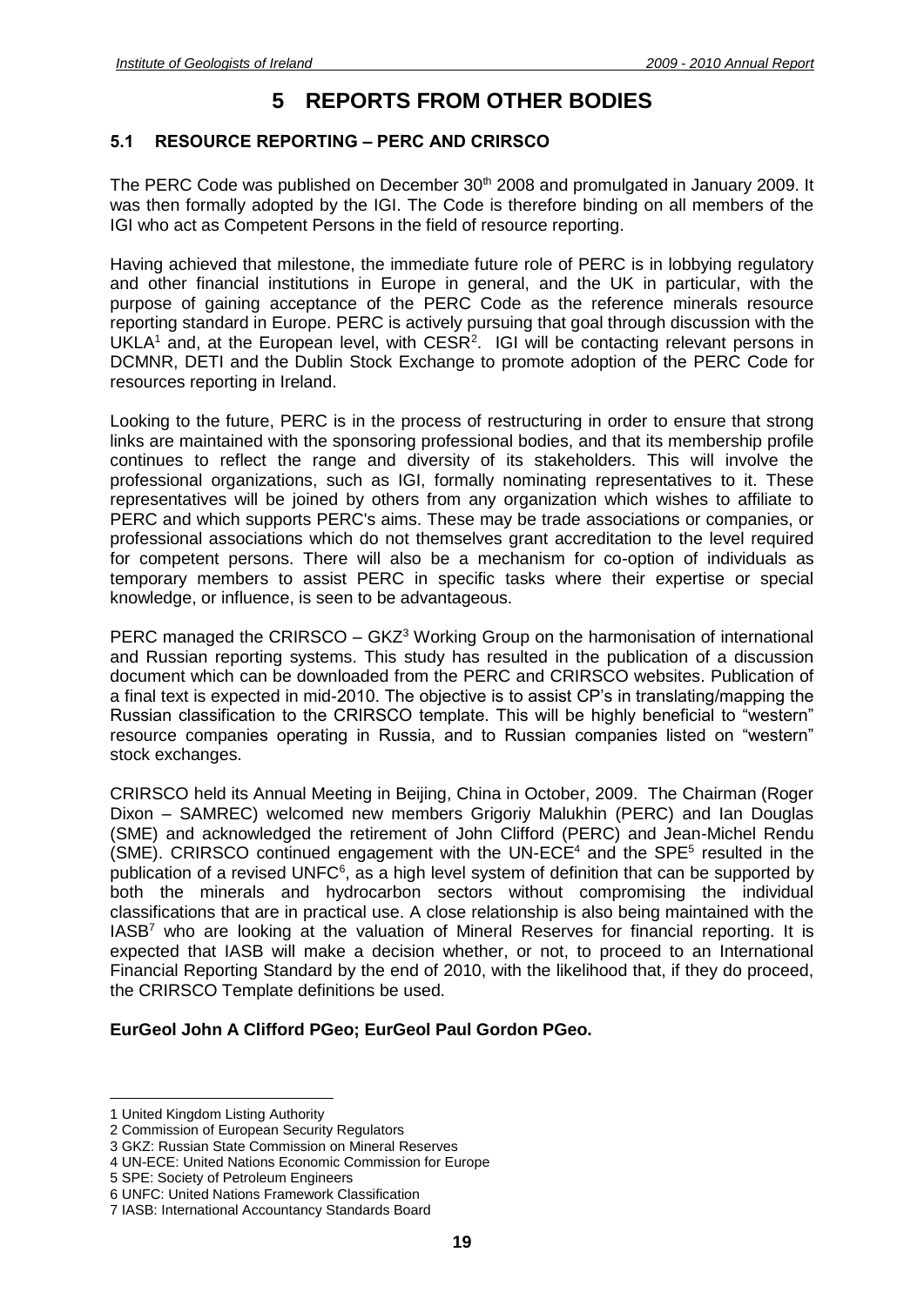# 5 REPORTS FROM OTHER BODIES

## 5.1 RESOURCE REPORTING – PERC AND CRIRSCO

The PERC Code was published on December 30th 2008 and promulgated in January 2009. It was then formally adopted by the IGI. The Code is therefore binding on all members of the IGI who act as Competent Persons in the field of resource reporting.

Having achieved that milestone, the immediate future role of PERC is in lobbying regulatory and other financial institutions in Europe in general, and the UK in particular, with the purpose of gaining acceptance of the PERC Code as the reference minerals resource reporting standard in Europe. PERC is actively pursuing that goal through discussion with the UKLA[1] and, at the European level, with CESR[2]. IGI will be contacting relevant persons in DCMNR, DETI and the Dublin Stock Exchange to promote adoption of the PERC Code for resources reporting in Ireland.

Looking to the future, PERC is in the process of restructuring in order to ensure that strong links are maintained with the sponsoring professional bodies, and that its membership profile continues to reflect the range and diversity of its stakeholders. This will involve the professional organizations, such as IGI, formally nominating representatives to it. These representatives will be joined by others from any organization which wishes to affiliate to PERC and which supports PERC's aims. These may be trade associations or companies, or professional associations which do not themselves grant accreditation to the level required for competent persons. There will also be a mechanism for co-option of individuals as temporary members to assist PERC in specific tasks where their expertise or special knowledge, or influence, is seen to be advantageous.

PERC managed the CRIRSCO – GKZ[3] Working Group on the harmonisation of international and Russian reporting systems. This study has resulted in the publication of a discussion document which can be downloaded from the PERC and CRIRSCO websites. Publication of a final text is expected in mid-2010. The objective is to assist CP's in translating/mapping the Russian classification to the CRIRSCO template. This will be highly beneficial to "western" resource companies operating in Russia, and to Russian companies listed on "western" stock exchanges.

CRIRSCO held its Annual Meeting in Beijing, China in October, 2009. The Chairman (Roger Dixon – SAMREC) welcomed new members Grigoriy Malukhin (PERC) and Ian Douglas (SME) and acknowledged the retirement of John Clifford (PERC) and Jean-Michel Rendu (SME). CRIRSCO continued engagement with the UN-ECE[4] and the SPE[5] resulted in the publication of a revised UNFC[6], as a high level system of definition that can be supported by both the minerals and hydrocarbon sectors without compromising the individual classifications that are in practical use. A close relationship is also being maintained with the IASB[7] who are looking at the valuation of Mineral Reserves for financial reporting. It is expected that IASB will make a decision whether, or not, to proceed to an International Financial Reporting Standard by the end of 2010, with the likelihood that, if they do proceed, the CRIRSCO Template definitions be used.

**EurGeol John A Clifford PGeo; EurGeol Paul Gordon PGeo.**

---

1 United Kingdom Listing Authority
2 Commission of European Security Regulators
3 GKZ: Russian State Commission on Mineral Reserves
4 UN-ECE: United Nations Economic Commission for Europe
5 SPE: Society of Petroleum Engineers
6 UNFC: United Nations Framework Classification
7 IASB: International Accountancy Standards Board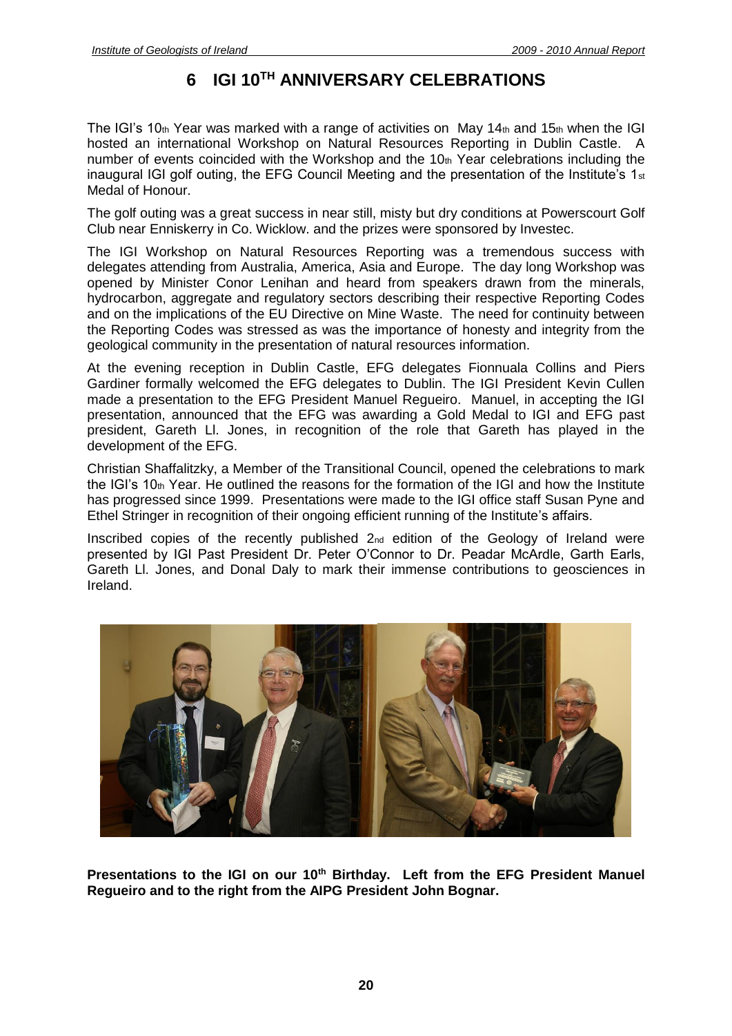# 6 IGI 10TH ANNIVERSARY CELEBRATIONS

The IGI's 10th Year was marked with a range of activities on May 14th and 15th when the IGI hosted an international Workshop on Natural Resources Reporting in Dublin Castle. A number of events coincided with the Workshop and the 10th Year celebrations including the inaugural IGI golf outing, the EFG Council Meeting and the presentation of the Institute's 1st Medal of Honour.

The golf outing was a great success in near still, misty but dry conditions at Powerscourt Golf Club near Enniskerry in Co. Wicklow. and the prizes were sponsored by Investec.

The IGI Workshop on Natural Resources Reporting was a tremendous success with delegates attending from Australia, America, Asia and Europe. The day long Workshop was opened by Minister Conor Lenihan and heard from speakers drawn from the minerals, hydrocarbon, aggregate and regulatory sectors describing their respective Reporting Codes and on the implications of the EU Directive on Mine Waste. The need for continuity between the Reporting Codes was stressed as was the importance of honesty and integrity from the geological community in the presentation of natural resources information.

At the evening reception in Dublin Castle, EFG delegates Fionnuala Collins and Piers Gardiner formally welcomed the EFG delegates to Dublin. The IGI President Kevin Cullen made a presentation to the EFG President Manuel Regueiro. Manuel, in accepting the IGI presentation, announced that the EFG was awarding a Gold Medal to IGI and EFG past president, Gareth Ll. Jones, in recognition of the role that Gareth has played in the development of the EFG.

Christian Shaffalitzky, a Member of the Transitional Council, opened the celebrations to mark the IGI's 10th Year. He outlined the reasons for the formation of the IGI and how the Institute has progressed since 1999. Presentations were made to the IGI office staff Susan Pyne and Ethel Stringer in recognition of their ongoing efficient running of the Institute's affairs.

Inscribed copies of the recently published 2nd edition of the Geology of Ireland were presented by IGI Past President Dr. Peter O'Connor to Dr. Peadar McArdle, Garth Earls, Gareth Ll. Jones, and Donal Daly to mark their immense contributions to geosciences in Ireland.

**Presentations to the IGI on our 10th Birthday. Left from the EFG President Manuel Regueiro and to the right from the AIPG President John Bognar.**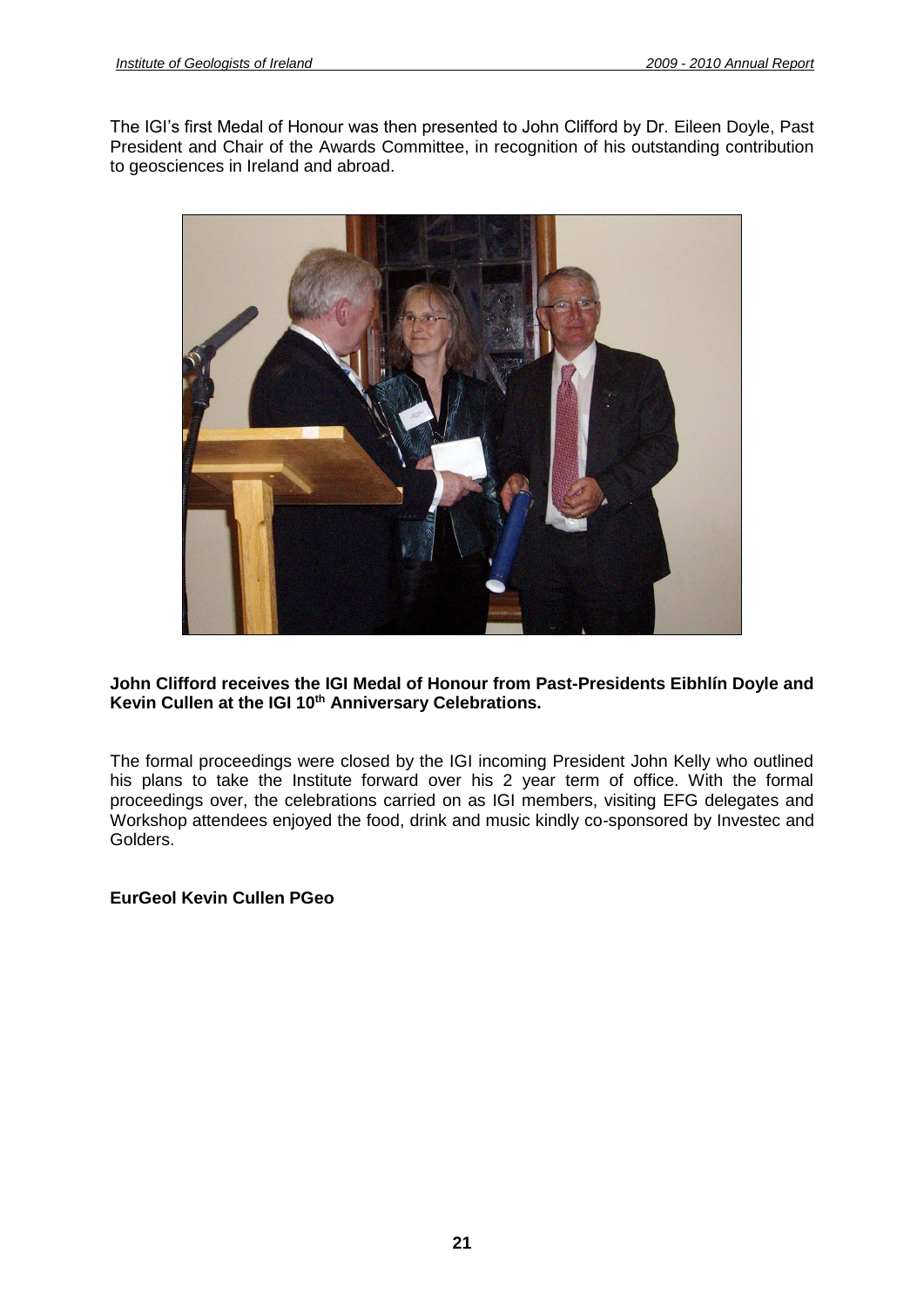The IGI's first Medal of Honour was then presented to John Clifford by Dr. Eileen Doyle, Past President and Chair of the Awards Committee, in recognition of his outstanding contribution to geosciences in Ireland and abroad.

**John Clifford receives the IGI Medal of Honour from Past-Presidents Eibhlín Doyle and Kevin Cullen at the IGI 10th Anniversary Celebrations.**

The formal proceedings were closed by the IGI incoming President John Kelly who outlined his plans to take the Institute forward over his 2 year term of office. With the formal proceedings over, the celebrations carried on as IGI members, visiting EFG delegates and Workshop attendees enjoyed the food, drink and music kindly co-sponsored by Investec and Golders.

**EurGeol Kevin Cullen PGeo**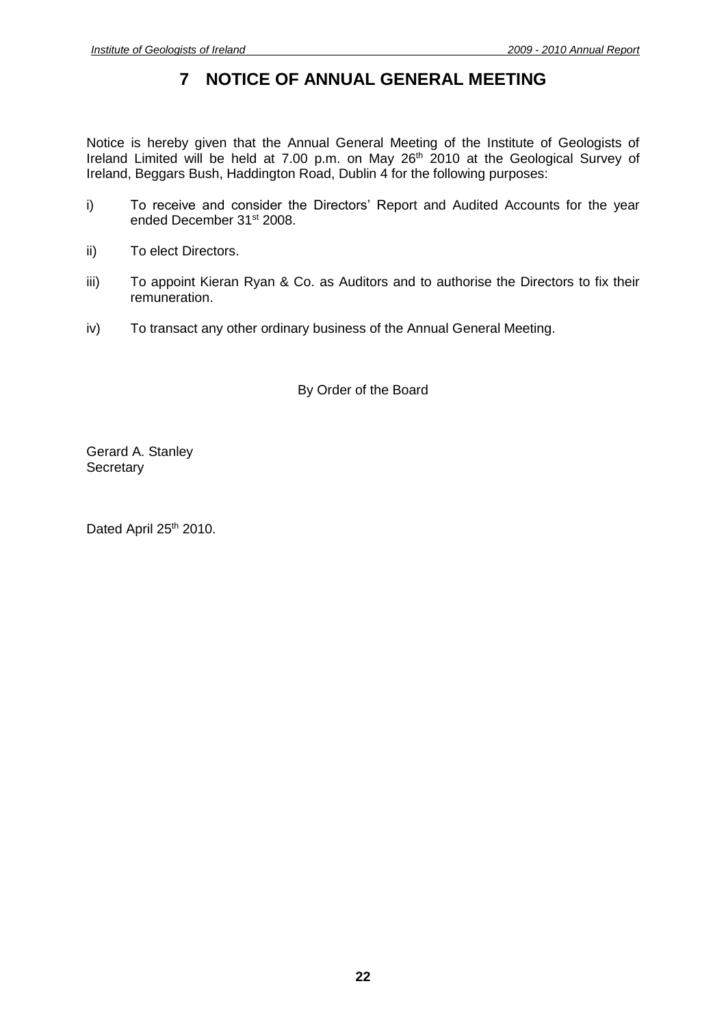# 7 NOTICE OF ANNUAL GENERAL MEETING

Notice is hereby given that the Annual General Meeting of the Institute of Geologists of Ireland Limited will be held at 7.00 p.m. on May 26th 2010 at the Geological Survey of Ireland, Beggars Bush, Haddington Road, Dublin 4 for the following purposes:

i) To receive and consider the Directors' Report and Audited Accounts for the year ended December 31st 2008.

ii) To elect Directors.

iii) To appoint Kieran Ryan & Co. as Auditors and to authorise the Directors to fix their remuneration.

iv) To transact any other ordinary business of the Annual General Meeting.

By Order of the Board

Gerard A. Stanley
Secretary

Dated April 25th 2010.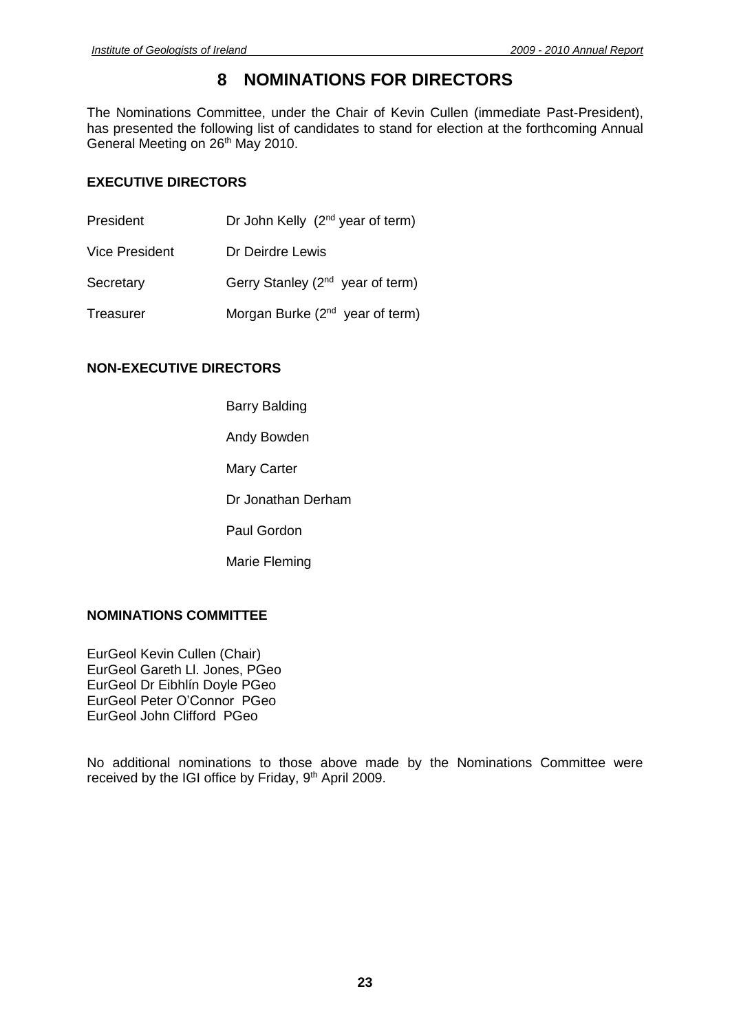# 8 NOMINATIONS FOR DIRECTORS

The Nominations Committee, under the Chair of Kevin Cullen (immediate Past-President), has presented the following list of candidates to stand for election at the forthcoming Annual General Meeting on 26th May 2010.

### EXECUTIVE DIRECTORS

| | |
|---|---|
| President | Dr John Kelly (2nd year of term) |
| Vice President | Dr Deirdre Lewis |
| Secretary | Gerry Stanley (2nd year of term) |
| Treasurer | Morgan Burke (2nd year of term) |

### NON-EXECUTIVE DIRECTORS

Barry Balding

Andy Bowden

Mary Carter

Dr Jonathan Derham

Paul Gordon

Marie Fleming

### NOMINATIONS COMMITTEE

EurGeol Kevin Cullen (Chair)
EurGeol Gareth Ll. Jones, PGeo
EurGeol Dr Eibhlín Doyle PGeo
EurGeol Peter O'Connor PGeo
EurGeol John Clifford PGeo

No additional nominations to those above made by the Nominations Committee were received by the IGI office by Friday, 9th April 2009.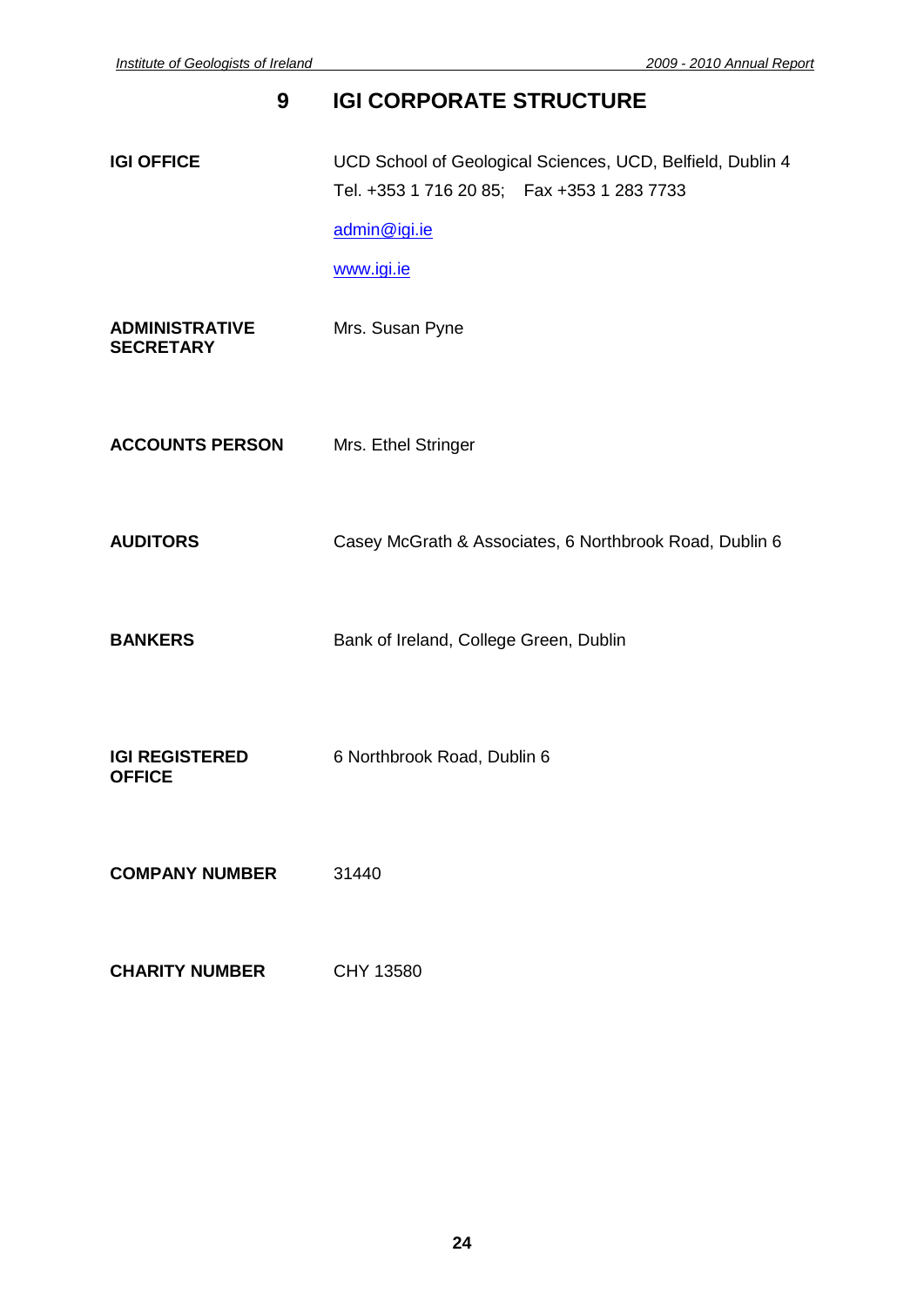# 9 IGI CORPORATE STRUCTURE

**IGI OFFICE**

UCD School of Geological Sciences, UCD, Belfield, Dublin 4
Tel. +353 1 716 20 85; Fax +353 1 283 7733

admin@igi.ie

www.igi.ie

**ADMINISTRATIVE SECRETARY**

Mrs. Susan Pyne

**ACCOUNTS PERSON**

Mrs. Ethel Stringer

**AUDITORS**

Casey McGrath & Associates, 6 Northbrook Road, Dublin 6

**BANKERS**

Bank of Ireland, College Green, Dublin

**IGI REGISTERED OFFICE**

6 Northbrook Road, Dublin 6

**COMPANY NUMBER**

31440

**CHARITY NUMBER**

CHY 13580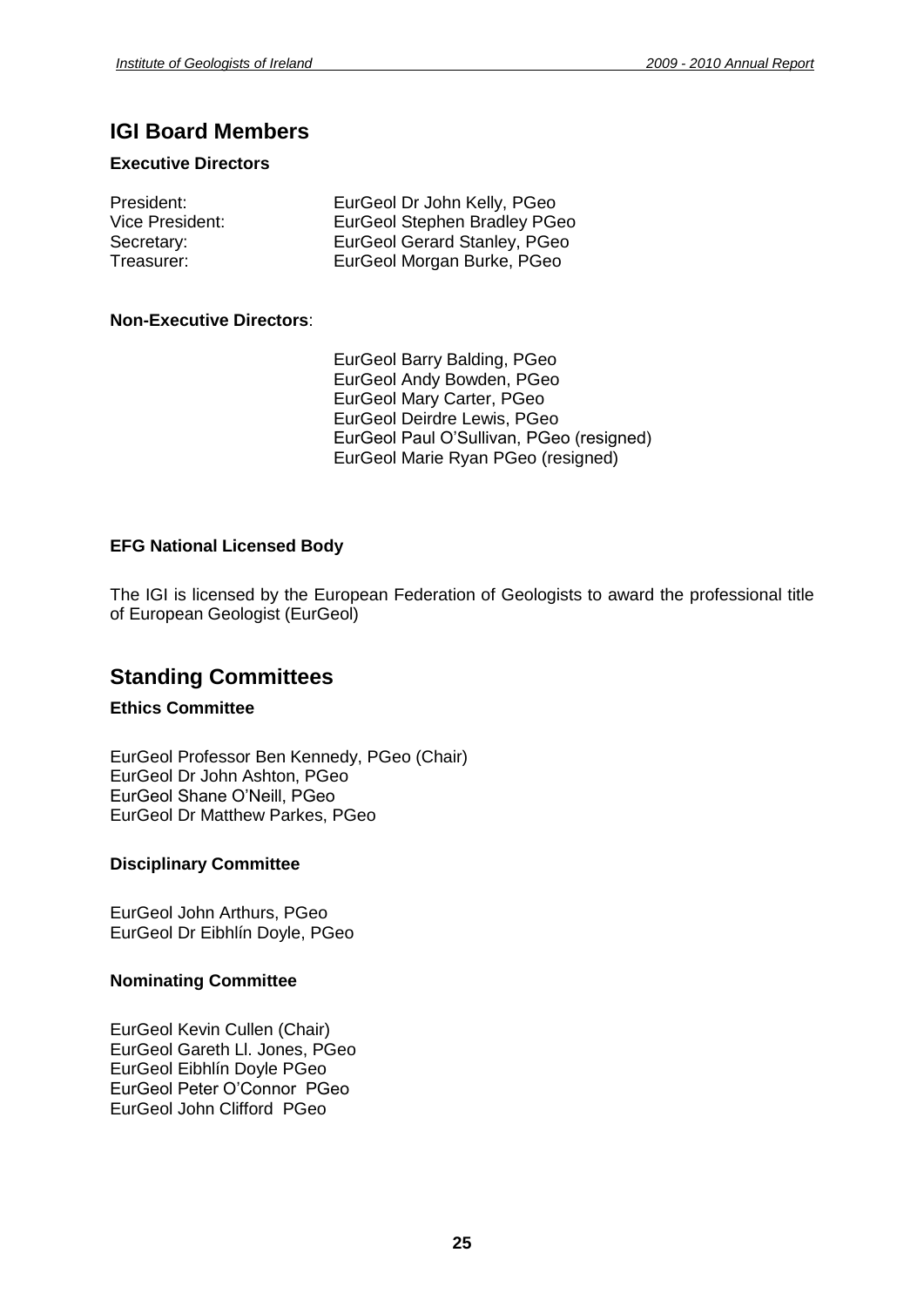## IGI Board Members

### Executive Directors

| | |
|---|---|
| President: | EurGeol Dr John Kelly, PGeo |
| Vice President: | EurGeol Stephen Bradley PGeo |
| Secretary: | EurGeol Gerard Stanley, PGeo |
| Treasurer: | EurGeol Morgan Burke, PGeo |

### Non-Executive Directors:

EurGeol Barry Balding, PGeo
EurGeol Andy Bowden, PGeo
EurGeol Mary Carter, PGeo
EurGeol Deirdre Lewis, PGeo
EurGeol Paul O'Sullivan, PGeo (resigned)
EurGeol Marie Ryan PGeo (resigned)

### EFG National Licensed Body

The IGI is licensed by the European Federation of Geologists to award the professional title of European Geologist (EurGeol)

## Standing Committees

### Ethics Committee

EurGeol Professor Ben Kennedy, PGeo (Chair)
EurGeol Dr John Ashton, PGeo
EurGeol Shane O'Neill, PGeo
EurGeol Dr Matthew Parkes, PGeo

### Disciplinary Committee

EurGeol John Arthurs, PGeo
EurGeol Dr Eibhlín Doyle, PGeo

### Nominating Committee

EurGeol Kevin Cullen (Chair)
EurGeol Gareth Ll. Jones, PGeo
EurGeol Eibhlín Doyle PGeo
EurGeol Peter O'Connor PGeo
EurGeol John Clifford PGeo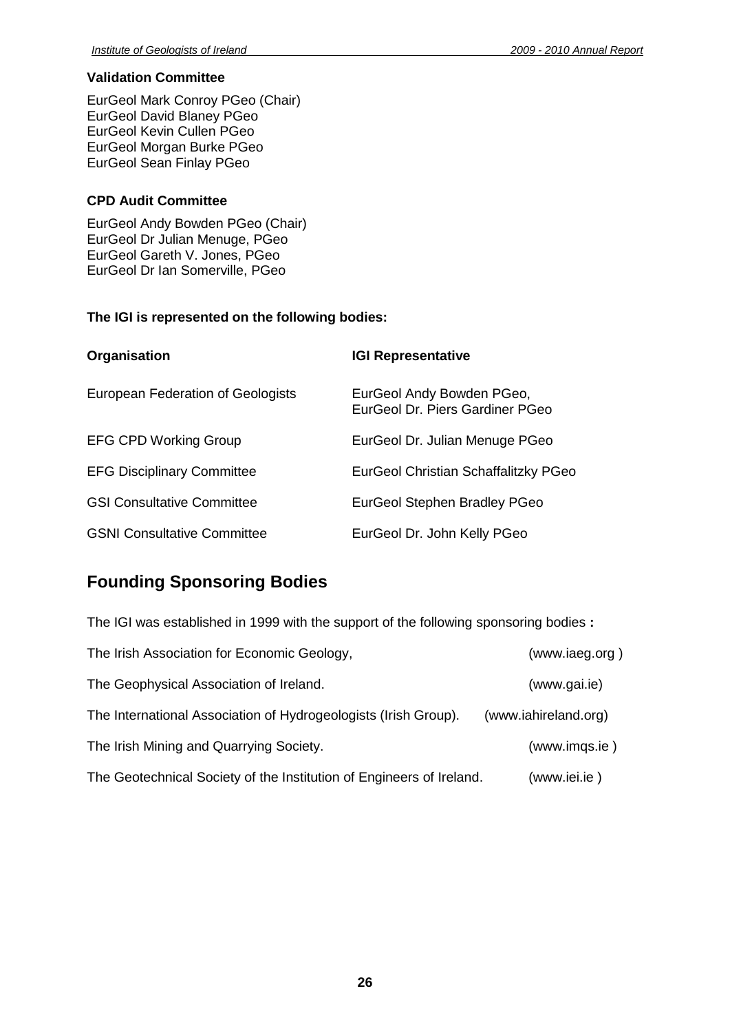**Validation Committee**

EurGeol Mark Conroy PGeo (Chair)
EurGeol David Blaney PGeo
EurGeol Kevin Cullen PGeo
EurGeol Morgan Burke PGeo
EurGeol Sean Finlay PGeo

**CPD Audit Committee**

EurGeol Andy Bowden PGeo (Chair)
EurGeol Dr Julian Menuge, PGeo
EurGeol Gareth V. Jones, PGeo
EurGeol Dr Ian Somerville, PGeo

**The IGI is represented on the following bodies:**

| **Organisation** | **IGI Representative** |
|---|---|
| European Federation of Geologists | EurGeol Andy Bowden PGeo, EurGeol Dr. Piers Gardiner PGeo |
| EFG CPD Working Group | EurGeol Dr. Julian Menuge PGeo |
| EFG Disciplinary Committee | EurGeol Christian Schaffalitzky PGeo |
| GSI Consultative Committee | EurGeol Stephen Bradley PGeo |
| GSNI Consultative Committee | EurGeol Dr. John Kelly PGeo |

## Founding Sponsoring Bodies

The IGI was established in 1999 with the support of the following sponsoring bodies **:**

| | |
|---|---|
| The Irish Association for Economic Geology, | (www.iaeg.org ) |
| The Geophysical Association of Ireland. | (www.gai.ie) |
| The International Association of Hydrogeologists (Irish Group). | (www.iahireland.org) |
| The Irish Mining and Quarrying Society. | (www.imqs.ie ) |
| The Geotechnical Society of the Institution of Engineers of Ireland. | (www.iei.ie ) |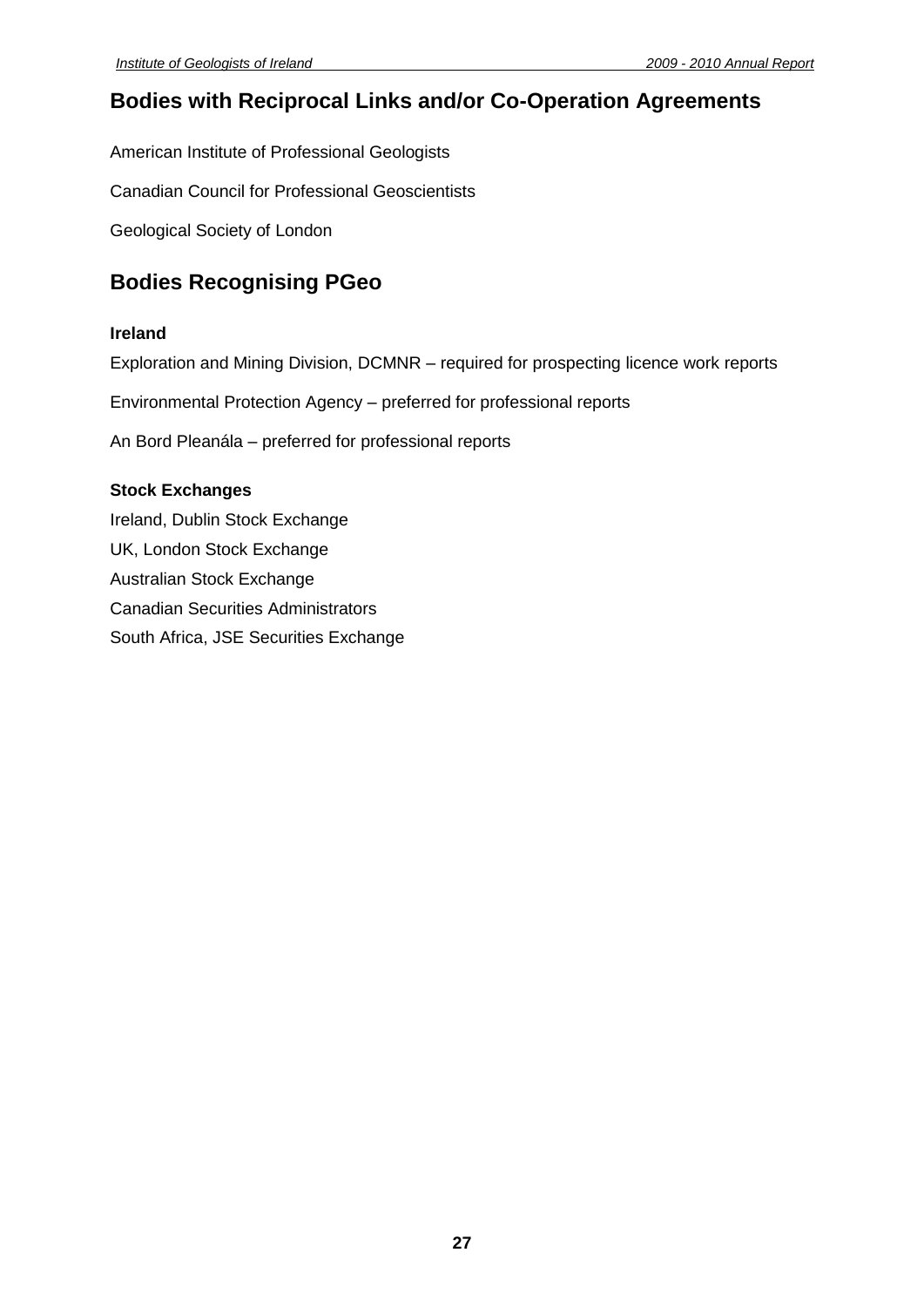## Bodies with Reciprocal Links and/or Co-Operation Agreements

American Institute of Professional Geologists

Canadian Council for Professional Geoscientists

Geological Society of London

## Bodies Recognising PGeo

**Ireland**

Exploration and Mining Division, DCMNR – required for prospecting licence work reports

Environmental Protection Agency – preferred for professional reports

An Bord Pleanála – preferred for professional reports

**Stock Exchanges**

Ireland, Dublin Stock Exchange
UK, London Stock Exchange
Australian Stock Exchange
Canadian Securities Administrators
South Africa, JSE Securities Exchange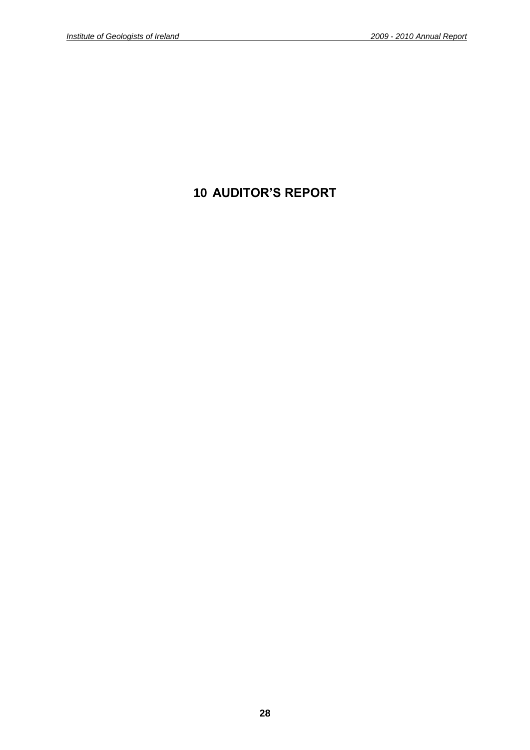# 10 AUDITOR'S REPORT